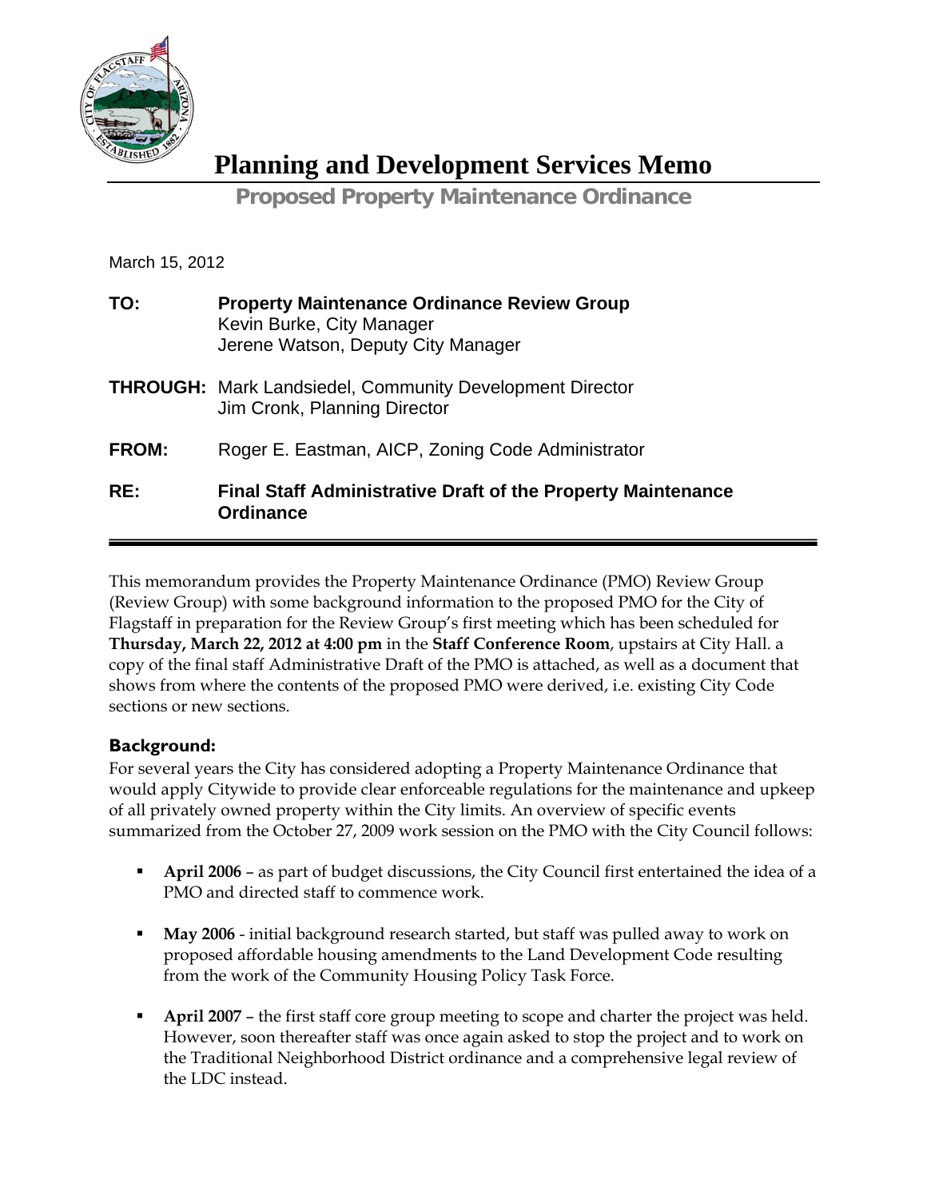# Planning and Development Services Memo

## Proposed Property Maintenance Ordinance

March 15, 2012

**TO:** **Property Maintenance Ordinance Review Group**
Kevin Burke, City Manager
Jerene Watson, Deputy City Manager

**THROUGH:** Mark Landsiedel, Community Development Director
Jim Cronk, Planning Director

**FROM:** Roger E. Eastman, AICP, Zoning Code Administrator

**RE:** **Final Staff Administrative Draft of the Property Maintenance Ordinance**

---

This memorandum provides the Property Maintenance Ordinance (PMO) Review Group (Review Group) with some background information to the proposed PMO for the City of Flagstaff in preparation for the Review Group's first meeting which has been scheduled for **Thursday, March 22, 2012 at 4:00 pm** in the **Staff Conference Room**, upstairs at City Hall. a copy of the final staff Administrative Draft of the PMO is attached, as well as a document that shows from where the contents of the proposed PMO were derived, i.e. existing City Code sections or new sections.

### Background:

For several years the City has considered adopting a Property Maintenance Ordinance that would apply Citywide to provide clear enforceable regulations for the maintenance and upkeep of all privately owned property within the City limits. An overview of specific events summarized from the October 27, 2009 work session on the PMO with the City Council follows:

- **April 2006** – as part of budget discussions, the City Council first entertained the idea of a PMO and directed staff to commence work.
- **May 2006** - initial background research started, but staff was pulled away to work on proposed affordable housing amendments to the Land Development Code resulting from the work of the Community Housing Policy Task Force.
- **April 2007** – the first staff core group meeting to scope and charter the project was held. However, soon thereafter staff was once again asked to stop the project and to work on the Traditional Neighborhood District ordinance and a comprehensive legal review of the LDC instead.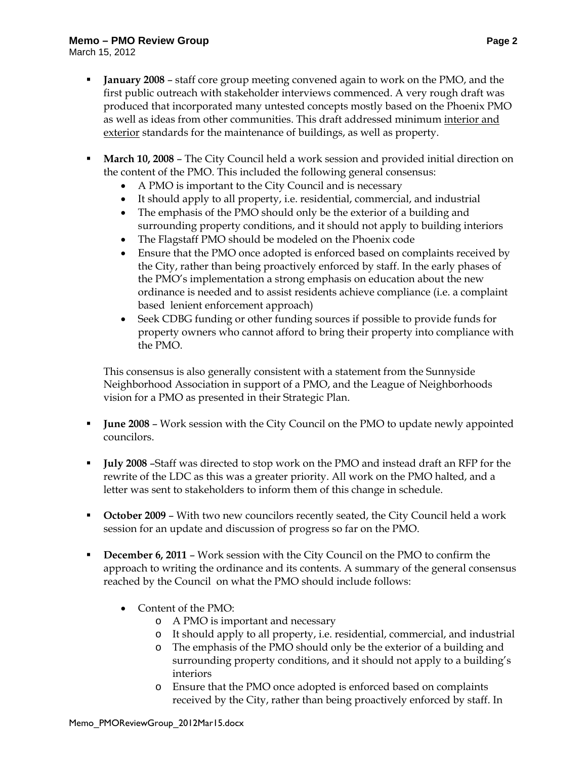- **January 2008** – staff core group meeting convened again to work on the PMO, and the first public outreach with stakeholder interviews commenced. A very rough draft was produced that incorporated many untested concepts mostly based on the Phoenix PMO as well as ideas from other communities. This draft addressed minimum <u>interior and exterior</u> standards for the maintenance of buildings, as well as property.

- **March 10, 2008** – The City Council held a work session and provided initial direction on the content of the PMO. This included the following general consensus:
  - A PMO is important to the City Council and is necessary
  - It should apply to all property, i.e. residential, commercial, and industrial
  - The emphasis of the PMO should only be the exterior of a building and surrounding property conditions, and it should not apply to building interiors
  - The Flagstaff PMO should be modeled on the Phoenix code
  - Ensure that the PMO once adopted is enforced based on complaints received by the City, rather than being proactively enforced by staff. In the early phases of the PMO's implementation a strong emphasis on education about the new ordinance is needed and to assist residents achieve compliance (i.e. a complaint based lenient enforcement approach)
  - Seek CDBG funding or other funding sources if possible to provide funds for property owners who cannot afford to bring their property into compliance with the PMO.

  This consensus is also generally consistent with a statement from the Sunnyside Neighborhood Association in support of a PMO, and the League of Neighborhoods vision for a PMO as presented in their Strategic Plan.

- **June 2008** – Work session with the City Council on the PMO to update newly appointed councilors.

- **July 2008** –Staff was directed to stop work on the PMO and instead draft an RFP for the rewrite of the LDC as this was a greater priority. All work on the PMO halted, and a letter was sent to stakeholders to inform them of this change in schedule.

- **October 2009** – With two new councilors recently seated, the City Council held a work session for an update and discussion of progress so far on the PMO.

- **December 6, 2011** – Work session with the City Council on the PMO to confirm the approach to writing the ordinance and its contents. A summary of the general consensus reached by the Council on what the PMO should include follows:

  - Content of the PMO:
    - A PMO is important and necessary
    - It should apply to all property, i.e. residential, commercial, and industrial
    - The emphasis of the PMO should only be the exterior of a building and surrounding property conditions, and it should not apply to a building's interiors
    - Ensure that the PMO once adopted is enforced based on complaints received by the City, rather than being proactively enforced by staff. In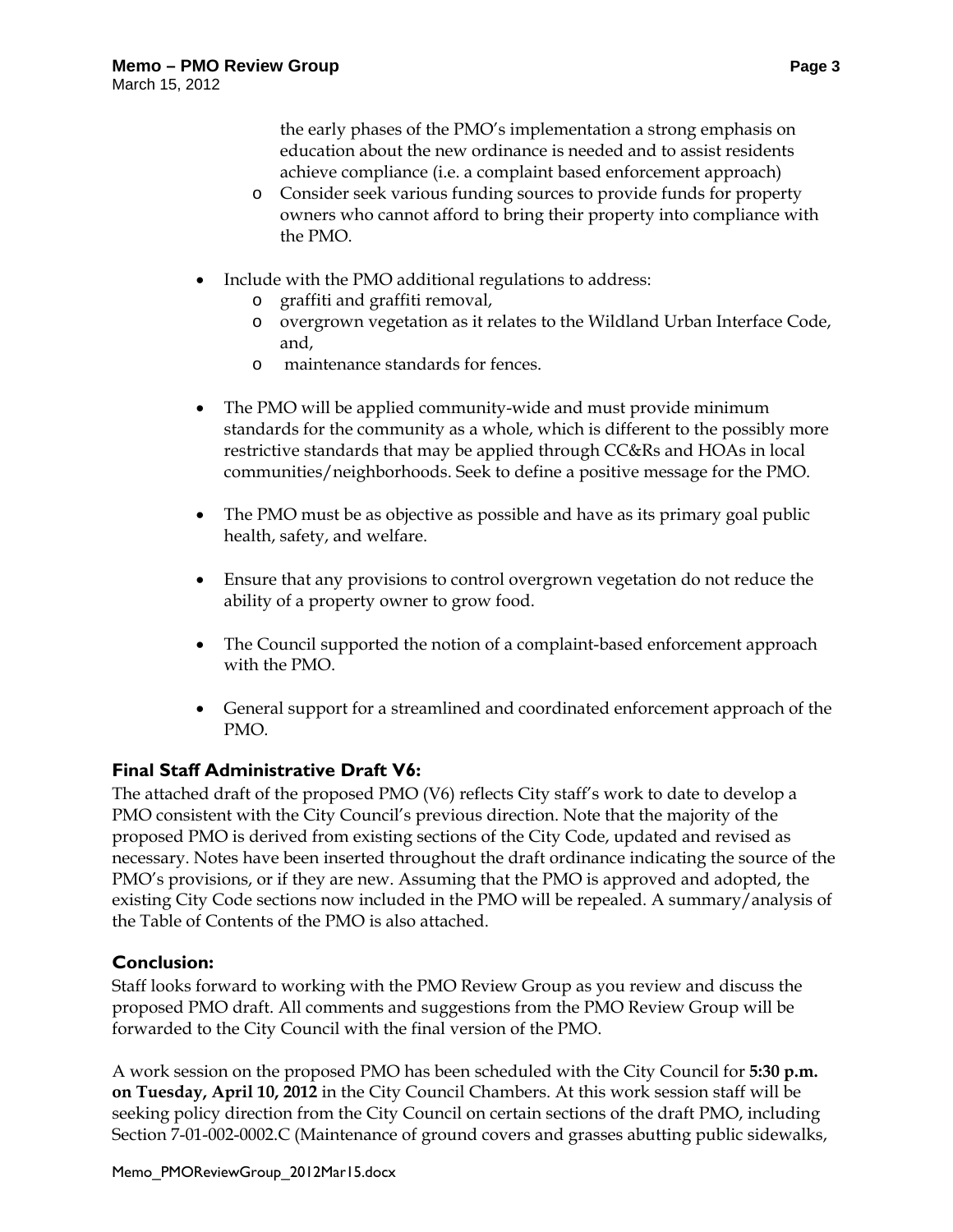the early phases of the PMO's implementation a strong emphasis on education about the new ordinance is needed and to assist residents achieve compliance (i.e. a complaint based enforcement approach)
    - Consider seek various funding sources to provide funds for property owners who cannot afford to bring their property into compliance with the PMO.

- Include with the PMO additional regulations to address:
    - graffiti and graffiti removal,
    - overgrown vegetation as it relates to the Wildland Urban Interface Code, and,
    - maintenance standards for fences.

- The PMO will be applied community-wide and must provide minimum standards for the community as a whole, which is different to the possibly more restrictive standards that may be applied through CC&Rs and HOAs in local communities/neighborhoods. Seek to define a positive message for the PMO.

- The PMO must be as objective as possible and have as its primary goal public health, safety, and welfare.

- Ensure that any provisions to control overgrown vegetation do not reduce the ability of a property owner to grow food.

- The Council supported the notion of a complaint-based enforcement approach with the PMO.

- General support for a streamlined and coordinated enforcement approach of the PMO.

### Final Staff Administrative Draft V6:

The attached draft of the proposed PMO (V6) reflects City staff's work to date to develop a PMO consistent with the City Council's previous direction. Note that the majority of the proposed PMO is derived from existing sections of the City Code, updated and revised as necessary. Notes have been inserted throughout the draft ordinance indicating the source of the PMO's provisions, or if they are new. Assuming that the PMO is approved and adopted, the existing City Code sections now included in the PMO will be repealed. A summary/analysis of the Table of Contents of the PMO is also attached.

### Conclusion:

Staff looks forward to working with the PMO Review Group as you review and discuss the proposed PMO draft. All comments and suggestions from the PMO Review Group will be forwarded to the City Council with the final version of the PMO.

A work session on the proposed PMO has been scheduled with the City Council for **5:30 p.m. on Tuesday, April 10, 2012** in the City Council Chambers. At this work session staff will be seeking policy direction from the City Council on certain sections of the draft PMO, including Section 7-01-002-0002.C (Maintenance of ground covers and grasses abutting public sidewalks,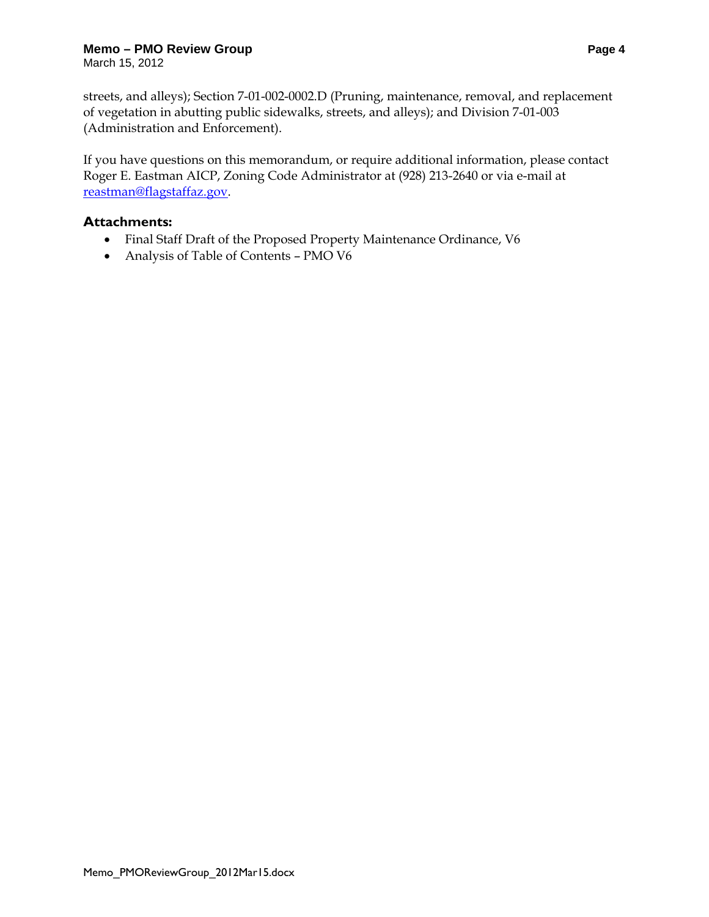streets, and alleys); Section 7-01-002-0002.D (Pruning, maintenance, removal, and replacement of vegetation in abutting public sidewalks, streets, and alleys); and Division 7-01-003 (Administration and Enforcement).

If you have questions on this memorandum, or require additional information, please contact Roger E. Eastman AICP, Zoning Code Administrator at (928) 213-2640 or via e-mail at reastman@flagstaffaz.gov.

### Attachments:

- Final Staff Draft of the Proposed Property Maintenance Ordinance, V6
- Analysis of Table of Contents – PMO V6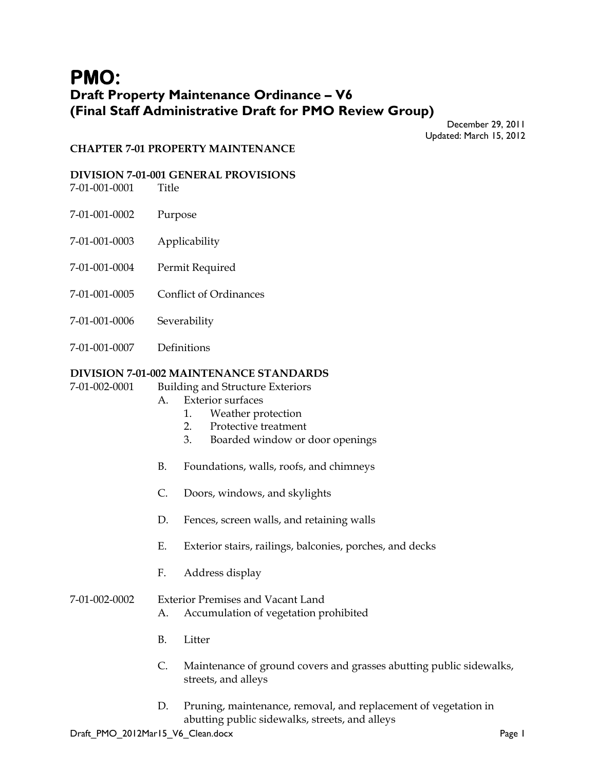# PMO:

## Draft Property Maintenance Ordinance – V6
## (Final Staff Administrative Draft for PMO Review Group)

December 29, 2011
Updated: March 15, 2012

**CHAPTER 7-01 PROPERTY MAINTENANCE**

**DIVISION 7-01-001 GENERAL PROVISIONS**

7-01-001-0001 Title

7-01-001-0002 Purpose

7-01-001-0003 Applicability

7-01-001-0004 Permit Required

7-01-001-0005 Conflict of Ordinances

7-01-001-0006 Severability

7-01-001-0007 Definitions

**DIVISION 7-01-002 MAINTENANCE STANDARDS**

7-01-002-0001 Building and Structure Exteriors

- A. Exterior surfaces
  1. Weather protection
  2. Protective treatment
  3. Boarded window or door openings

- B. Foundations, walls, roofs, and chimneys

- C. Doors, windows, and skylights

- D. Fences, screen walls, and retaining walls

- E. Exterior stairs, railings, balconies, porches, and decks

- F. Address display

7-01-002-0002 Exterior Premises and Vacant Land

- A. Accumulation of vegetation prohibited

- B. Litter

- C. Maintenance of ground covers and grasses abutting public sidewalks, streets, and alleys

- D. Pruning, maintenance, removal, and replacement of vegetation in abutting public sidewalks, streets, and alleys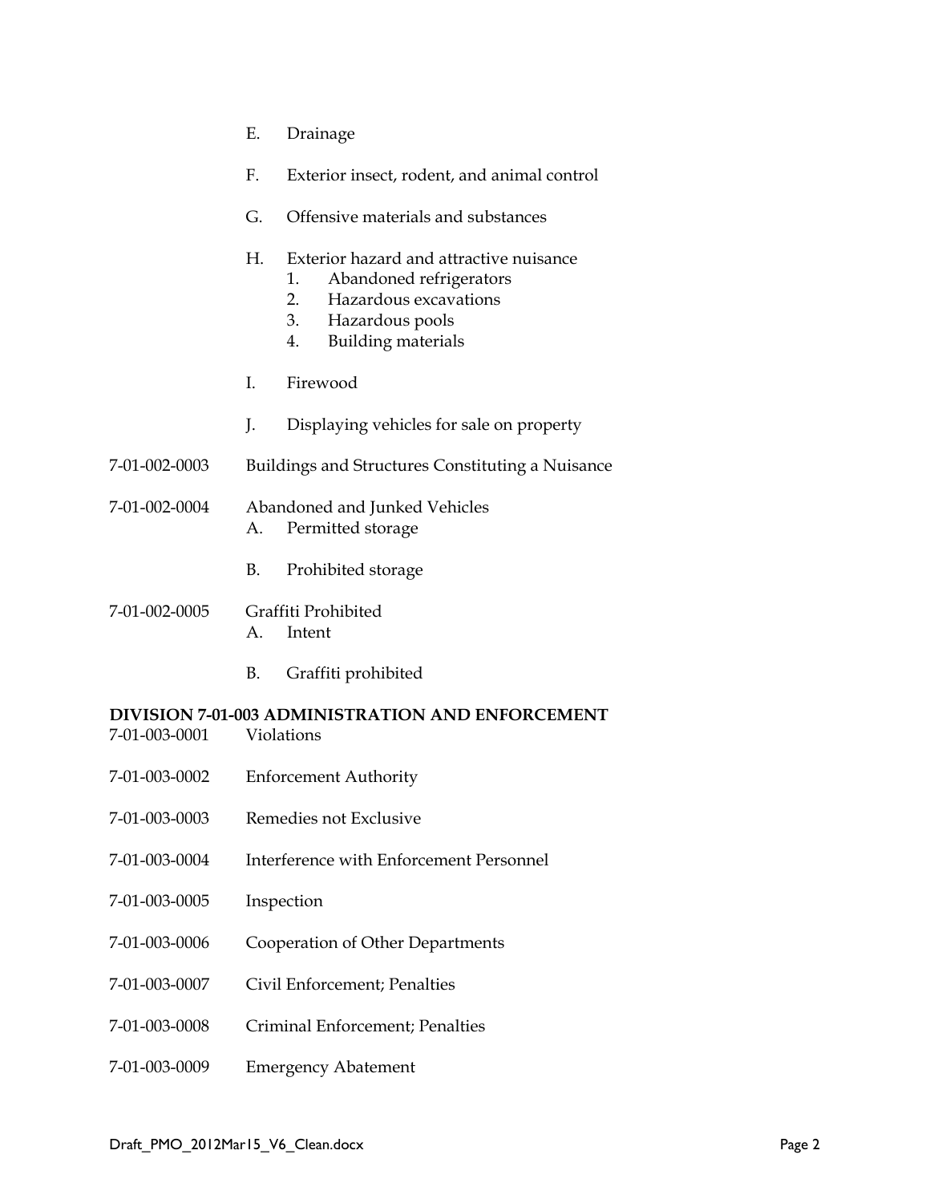E. Drainage

F. Exterior insect, rodent, and animal control

G. Offensive materials and substances

H. Exterior hazard and attractive nuisance
   1. Abandoned refrigerators
   2. Hazardous excavations
   3. Hazardous pools
   4. Building materials

I. Firewood

J. Displaying vehicles for sale on property

7-01-002-0003 Buildings and Structures Constituting a Nuisance

7-01-002-0004 Abandoned and Junked Vehicles
   A. Permitted storage

   B. Prohibited storage

7-01-002-0005 Graffiti Prohibited
   A. Intent

   B. Graffiti prohibited

**DIVISION 7-01-003 ADMINISTRATION AND ENFORCEMENT**

7-01-003-0001 Violations

7-01-003-0002 Enforcement Authority

7-01-003-0003 Remedies not Exclusive

7-01-003-0004 Interference with Enforcement Personnel

7-01-003-0005 Inspection

7-01-003-0006 Cooperation of Other Departments

7-01-003-0007 Civil Enforcement; Penalties

7-01-003-0008 Criminal Enforcement; Penalties

7-01-003-0009 Emergency Abatement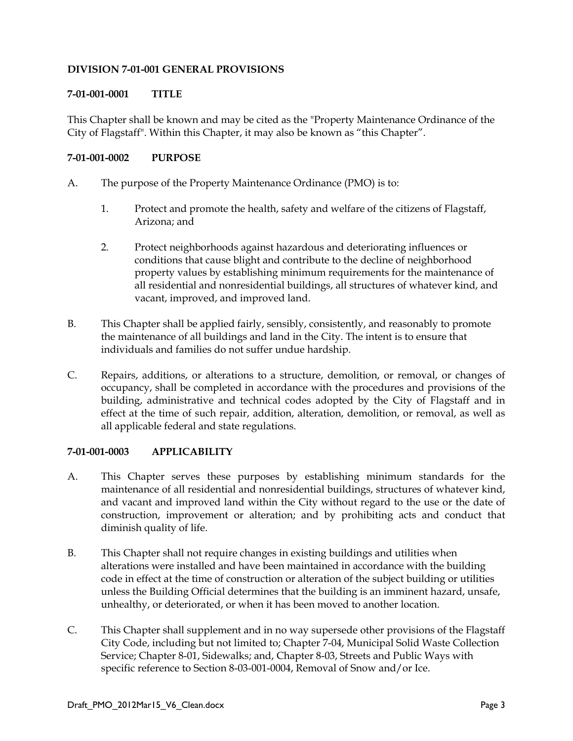## DIVISION 7-01-001 GENERAL PROVISIONS

### 7-01-001-0001 TITLE

This Chapter shall be known and may be cited as the "Property Maintenance Ordinance of the City of Flagstaff". Within this Chapter, it may also be known as “this Chapter”.

### 7-01-001-0002 PURPOSE

A. The purpose of the Property Maintenance Ordinance (PMO) is to:

   1. Protect and promote the health, safety and welfare of the citizens of Flagstaff, Arizona; and

   2. Protect neighborhoods against hazardous and deteriorating influences or conditions that cause blight and contribute to the decline of neighborhood property values by establishing minimum requirements for the maintenance of all residential and nonresidential buildings, all structures of whatever kind, and vacant, improved, and improved land.

B. This Chapter shall be applied fairly, sensibly, consistently, and reasonably to promote the maintenance of all buildings and land in the City. The intent is to ensure that individuals and families do not suffer undue hardship.

C. Repairs, additions, or alterations to a structure, demolition, or removal, or changes of occupancy, shall be completed in accordance with the procedures and provisions of the building, administrative and technical codes adopted by the City of Flagstaff and in effect at the time of such repair, addition, alteration, demolition, or removal, as well as all applicable federal and state regulations.

### 7-01-001-0003 APPLICABILITY

A. This Chapter serves these purposes by establishing minimum standards for the maintenance of all residential and nonresidential buildings, structures of whatever kind, and vacant and improved land within the City without regard to the use or the date of construction, improvement or alteration; and by prohibiting acts and conduct that diminish quality of life.

B. This Chapter shall not require changes in existing buildings and utilities when alterations were installed and have been maintained in accordance with the building code in effect at the time of construction or alteration of the subject building or utilities unless the Building Official determines that the building is an imminent hazard, unsafe, unhealthy, or deteriorated, or when it has been moved to another location.

C. This Chapter shall supplement and in no way supersede other provisions of the Flagstaff City Code, including but not limited to; Chapter 7-04, Municipal Solid Waste Collection Service; Chapter 8-01, Sidewalks; and, Chapter 8-03, Streets and Public Ways with specific reference to Section 8-03-001-0004, Removal of Snow and/or Ice.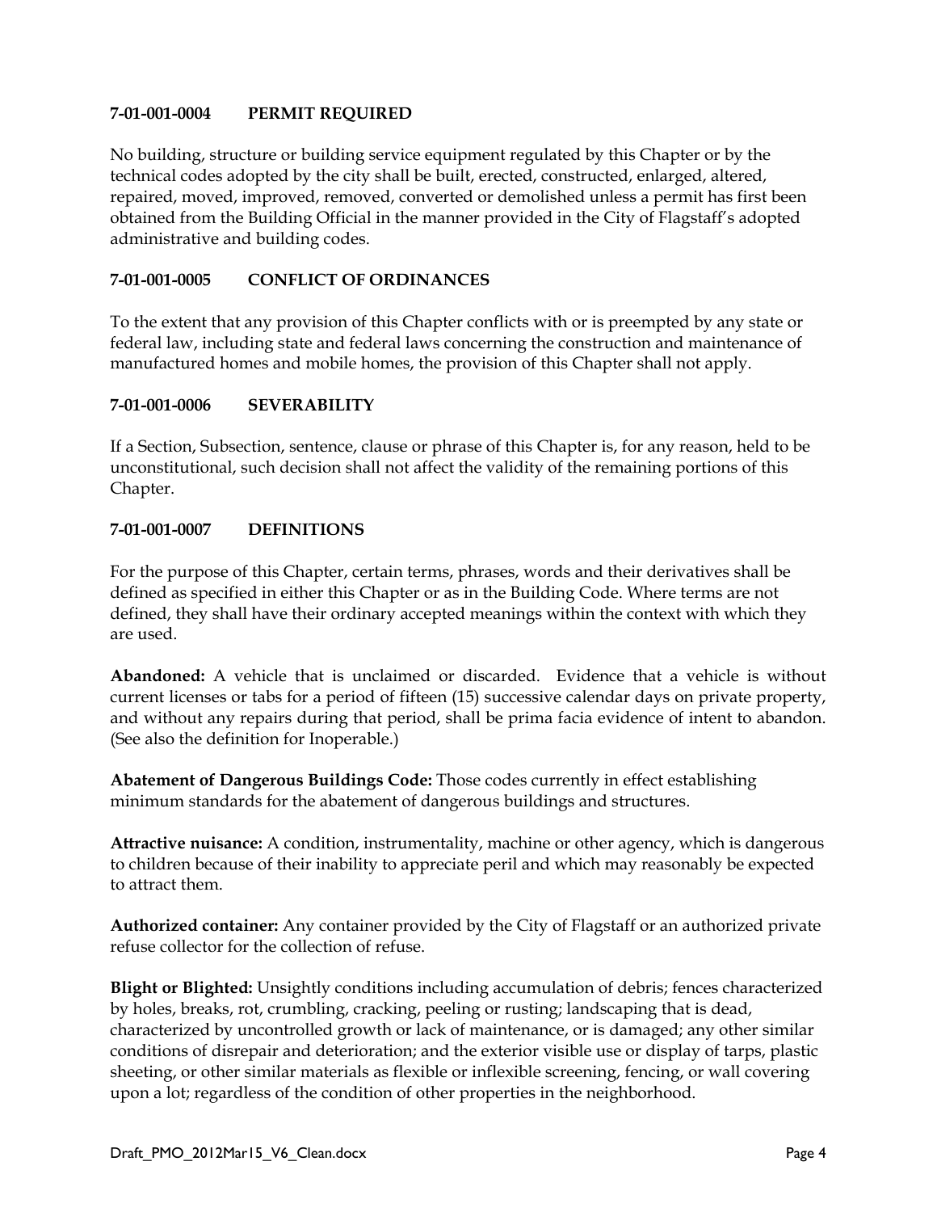### 7-01-001-0004 PERMIT REQUIRED

No building, structure or building service equipment regulated by this Chapter or by the technical codes adopted by the city shall be built, erected, constructed, enlarged, altered, repaired, moved, improved, removed, converted or demolished unless a permit has first been obtained from the Building Official in the manner provided in the City of Flagstaff's adopted administrative and building codes.

### 7-01-001-0005 CONFLICT OF ORDINANCES

To the extent that any provision of this Chapter conflicts with or is preempted by any state or federal law, including state and federal laws concerning the construction and maintenance of manufactured homes and mobile homes, the provision of this Chapter shall not apply.

### 7-01-001-0006 SEVERABILITY

If a Section, Subsection, sentence, clause or phrase of this Chapter is, for any reason, held to be unconstitutional, such decision shall not affect the validity of the remaining portions of this Chapter.

### 7-01-001-0007 DEFINITIONS

For the purpose of this Chapter, certain terms, phrases, words and their derivatives shall be defined as specified in either this Chapter or as in the Building Code. Where terms are not defined, they shall have their ordinary accepted meanings within the context with which they are used.

**Abandoned:** A vehicle that is unclaimed or discarded. Evidence that a vehicle is without current licenses or tabs for a period of fifteen (15) successive calendar days on private property, and without any repairs during that period, shall be prima facia evidence of intent to abandon. (See also the definition for Inoperable.)

**Abatement of Dangerous Buildings Code:** Those codes currently in effect establishing minimum standards for the abatement of dangerous buildings and structures.

**Attractive nuisance:** A condition, instrumentality, machine or other agency, which is dangerous to children because of their inability to appreciate peril and which may reasonably be expected to attract them.

**Authorized container:** Any container provided by the City of Flagstaff or an authorized private refuse collector for the collection of refuse.

**Blight or Blighted:** Unsightly conditions including accumulation of debris; fences characterized by holes, breaks, rot, crumbling, cracking, peeling or rusting; landscaping that is dead, characterized by uncontrolled growth or lack of maintenance, or is damaged; any other similar conditions of disrepair and deterioration; and the exterior visible use or display of tarps, plastic sheeting, or other similar materials as flexible or inflexible screening, fencing, or wall covering upon a lot; regardless of the condition of other properties in the neighborhood.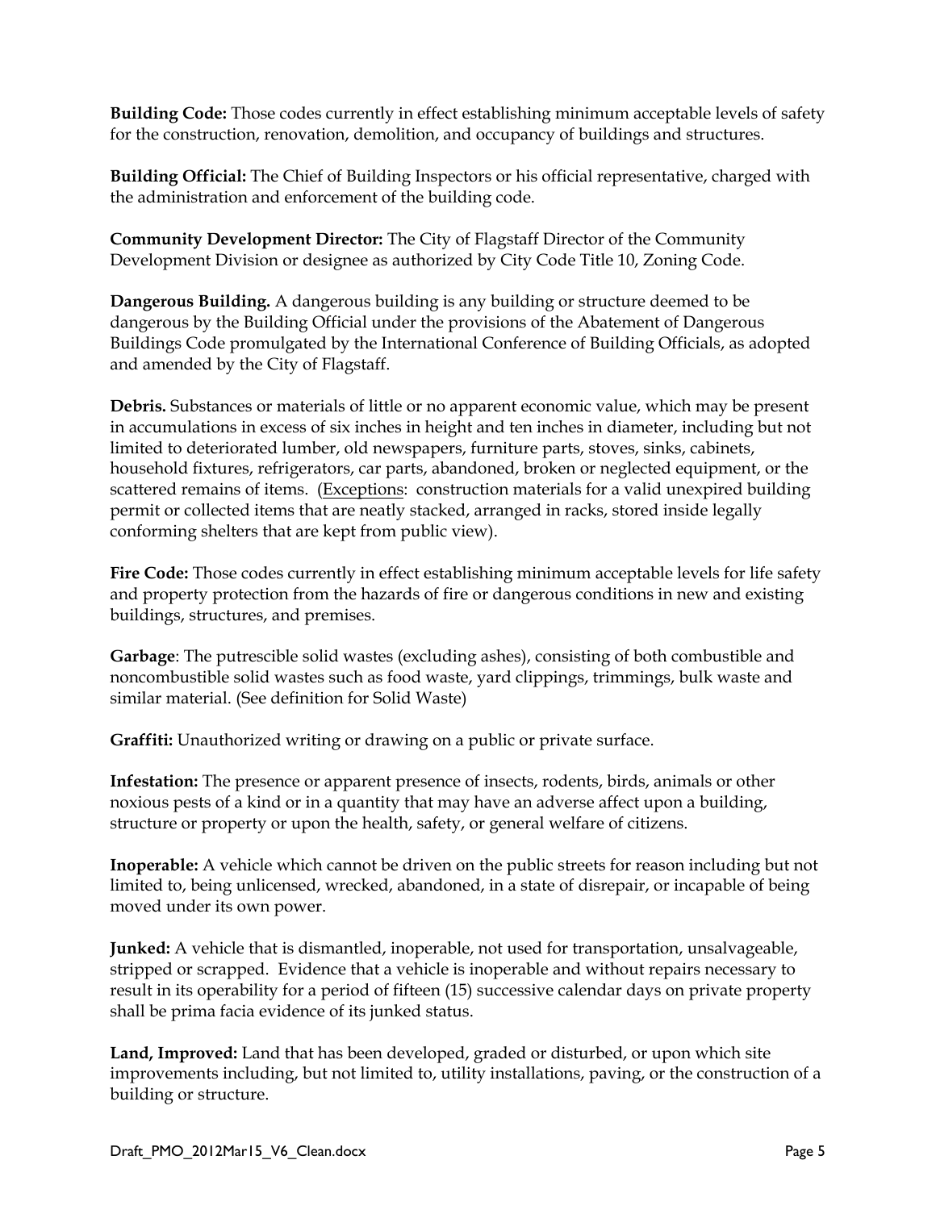**Building Code:** Those codes currently in effect establishing minimum acceptable levels of safety for the construction, renovation, demolition, and occupancy of buildings and structures.

**Building Official:** The Chief of Building Inspectors or his official representative, charged with the administration and enforcement of the building code.

**Community Development Director:** The City of Flagstaff Director of the Community Development Division or designee as authorized by City Code Title 10, Zoning Code.

**Dangerous Building.** A dangerous building is any building or structure deemed to be dangerous by the Building Official under the provisions of the Abatement of Dangerous Buildings Code promulgated by the International Conference of Building Officials, as adopted and amended by the City of Flagstaff.

**Debris.** Substances or materials of little or no apparent economic value, which may be present in accumulations in excess of six inches in height and ten inches in diameter, including but not limited to deteriorated lumber, old newspapers, furniture parts, stoves, sinks, cabinets, household fixtures, refrigerators, car parts, abandoned, broken or neglected equipment, or the scattered remains of items. (<u>Exceptions</u>: construction materials for a valid unexpired building permit or collected items that are neatly stacked, arranged in racks, stored inside legally conforming shelters that are kept from public view).

**Fire Code:** Those codes currently in effect establishing minimum acceptable levels for life safety and property protection from the hazards of fire or dangerous conditions in new and existing buildings, structures, and premises.

**Garbage**: The putrescible solid wastes (excluding ashes), consisting of both combustible and noncombustible solid wastes such as food waste, yard clippings, trimmings, bulk waste and similar material. (See definition for Solid Waste)

**Graffiti:** Unauthorized writing or drawing on a public or private surface.

**Infestation:** The presence or apparent presence of insects, rodents, birds, animals or other noxious pests of a kind or in a quantity that may have an adverse affect upon a building, structure or property or upon the health, safety, or general welfare of citizens.

**Inoperable:** A vehicle which cannot be driven on the public streets for reason including but not limited to, being unlicensed, wrecked, abandoned, in a state of disrepair, or incapable of being moved under its own power.

**Junked:** A vehicle that is dismantled, inoperable, not used for transportation, unsalvageable, stripped or scrapped. Evidence that a vehicle is inoperable and without repairs necessary to result in its operability for a period of fifteen (15) successive calendar days on private property shall be prima facia evidence of its junked status.

**Land, Improved:** Land that has been developed, graded or disturbed, or upon which site improvements including, but not limited to, utility installations, paving, or the construction of a building or structure.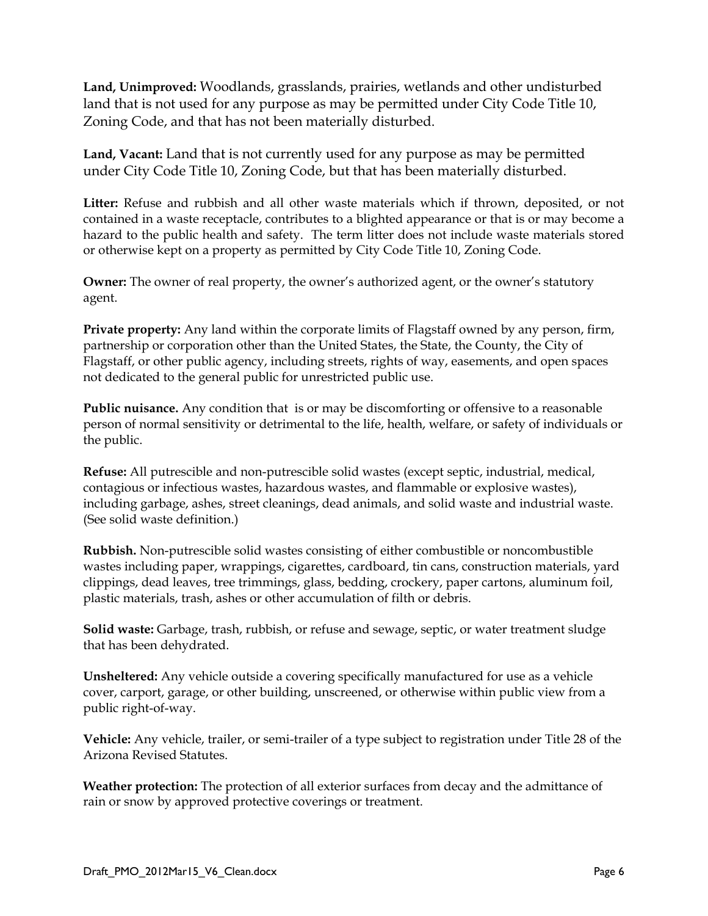**Land, Unimproved:** Woodlands, grasslands, prairies, wetlands and other undisturbed land that is not used for any purpose as may be permitted under City Code Title 10, Zoning Code, and that has not been materially disturbed.

**Land, Vacant:** Land that is not currently used for any purpose as may be permitted under City Code Title 10, Zoning Code, but that has been materially disturbed.

**Litter:** Refuse and rubbish and all other waste materials which if thrown, deposited, or not contained in a waste receptacle, contributes to a blighted appearance or that is or may become a hazard to the public health and safety. The term litter does not include waste materials stored or otherwise kept on a property as permitted by City Code Title 10, Zoning Code.

**Owner:** The owner of real property, the owner's authorized agent, or the owner's statutory agent.

**Private property:** Any land within the corporate limits of Flagstaff owned by any person, firm, partnership or corporation other than the United States, the State, the County, the City of Flagstaff, or other public agency, including streets, rights of way, easements, and open spaces not dedicated to the general public for unrestricted public use.

**Public nuisance.** Any condition that is or may be discomforting or offensive to a reasonable person of normal sensitivity or detrimental to the life, health, welfare, or safety of individuals or the public.

**Refuse:** All putrescible and non-putrescible solid wastes (except septic, industrial, medical, contagious or infectious wastes, hazardous wastes, and flammable or explosive wastes), including garbage, ashes, street cleanings, dead animals, and solid waste and industrial waste. (See solid waste definition.)

**Rubbish.** Non-putrescible solid wastes consisting of either combustible or noncombustible wastes including paper, wrappings, cigarettes, cardboard, tin cans, construction materials, yard clippings, dead leaves, tree trimmings, glass, bedding, crockery, paper cartons, aluminum foil, plastic materials, trash, ashes or other accumulation of filth or debris.

**Solid waste:** Garbage, trash, rubbish, or refuse and sewage, septic, or water treatment sludge that has been dehydrated.

**Unsheltered:** Any vehicle outside a covering specifically manufactured for use as a vehicle cover, carport, garage, or other building, unscreened, or otherwise within public view from a public right-of-way.

**Vehicle:** Any vehicle, trailer, or semi-trailer of a type subject to registration under Title 28 of the Arizona Revised Statutes.

**Weather protection:** The protection of all exterior surfaces from decay and the admittance of rain or snow by approved protective coverings or treatment.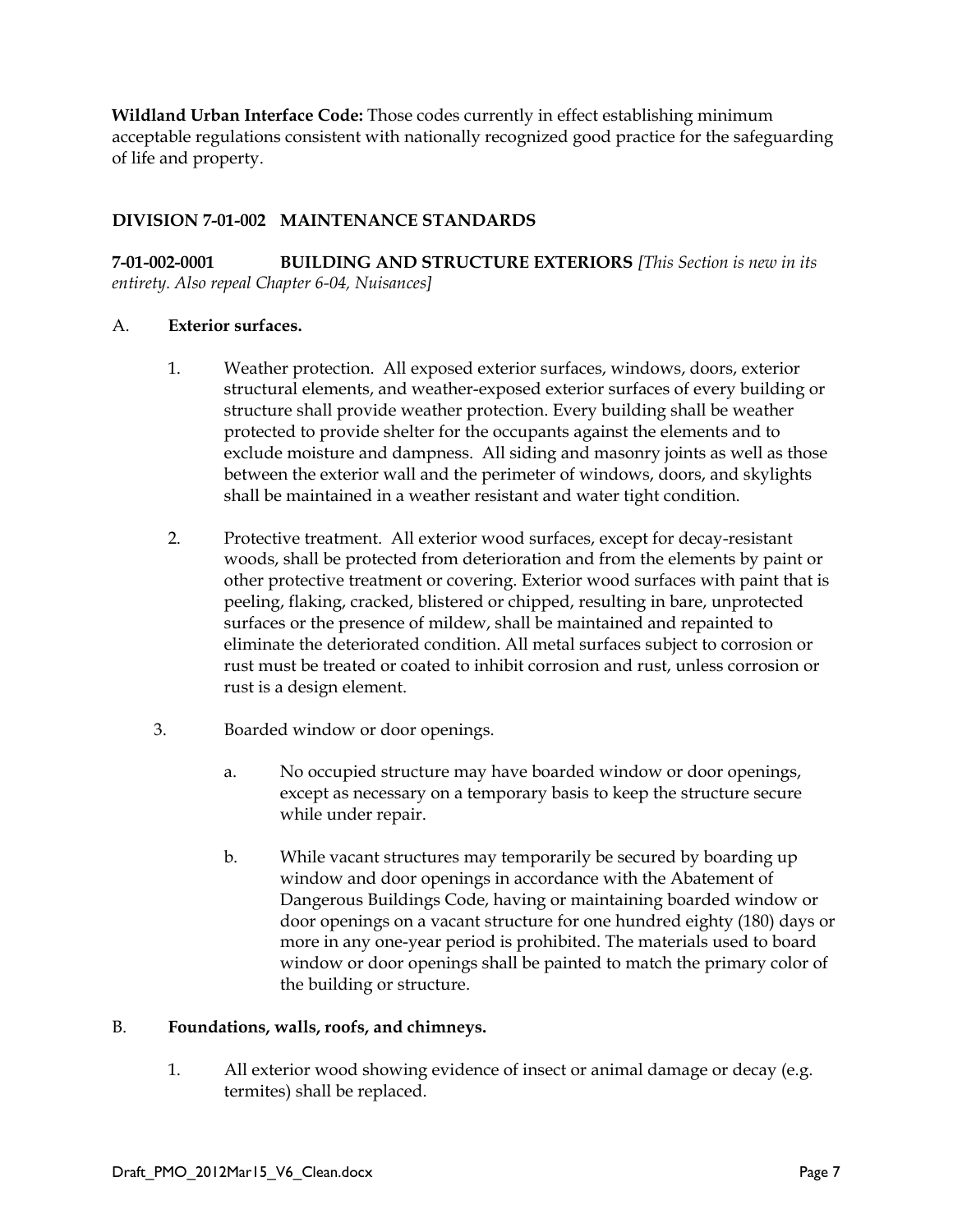**Wildland Urban Interface Code:** Those codes currently in effect establishing minimum acceptable regulations consistent with nationally recognized good practice for the safeguarding of life and property.

## DIVISION 7-01-002 MAINTENANCE STANDARDS

**7-01-002-0001 BUILDING AND STRUCTURE EXTERIORS** *[This Section is new in its entirety. Also repeal Chapter 6-04, Nuisances]*

A. **Exterior surfaces.**

1. Weather protection. All exposed exterior surfaces, windows, doors, exterior structural elements, and weather-exposed exterior surfaces of every building or structure shall provide weather protection. Every building shall be weather protected to provide shelter for the occupants against the elements and to exclude moisture and dampness. All siding and masonry joints as well as those between the exterior wall and the perimeter of windows, doors, and skylights shall be maintained in a weather resistant and water tight condition.

2. Protective treatment. All exterior wood surfaces, except for decay-resistant woods, shall be protected from deterioration and from the elements by paint or other protective treatment or covering. Exterior wood surfaces with paint that is peeling, flaking, cracked, blistered or chipped, resulting in bare, unprotected surfaces or the presence of mildew, shall be maintained and repainted to eliminate the deteriorated condition. All metal surfaces subject to corrosion or rust must be treated or coated to inhibit corrosion and rust, unless corrosion or rust is a design element.

3. Boarded window or door openings.

   a. No occupied structure may have boarded window or door openings, except as necessary on a temporary basis to keep the structure secure while under repair.

   b. While vacant structures may temporarily be secured by boarding up window and door openings in accordance with the Abatement of Dangerous Buildings Code, having or maintaining boarded window or door openings on a vacant structure for one hundred eighty (180) days or more in any one-year period is prohibited. The materials used to board window or door openings shall be painted to match the primary color of the building or structure.

B. **Foundations, walls, roofs, and chimneys.**

1. All exterior wood showing evidence of insect or animal damage or decay (e.g. termites) shall be replaced.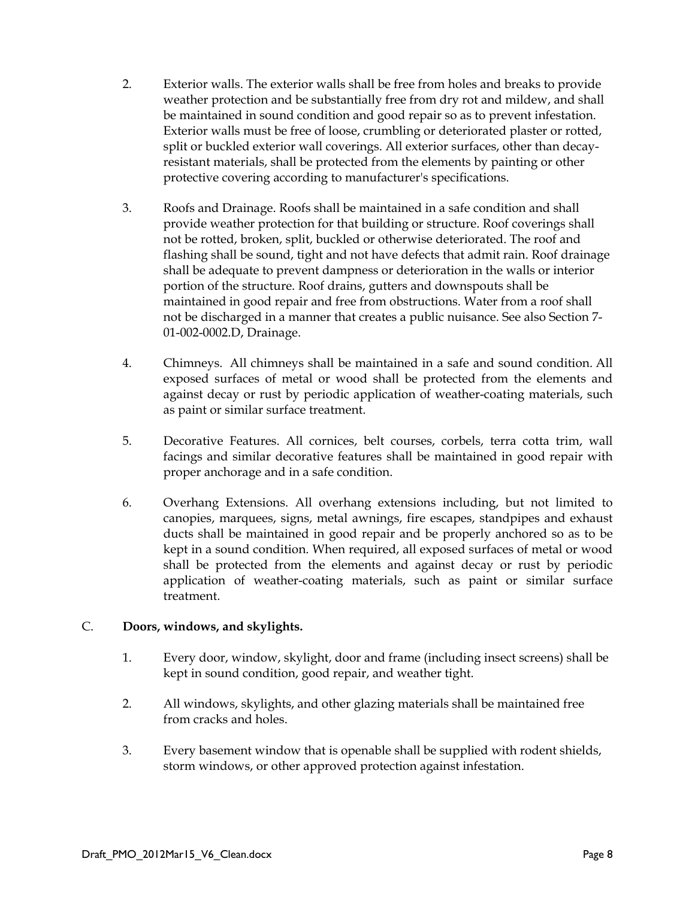2. Exterior walls. The exterior walls shall be free from holes and breaks to provide weather protection and be substantially free from dry rot and mildew, and shall be maintained in sound condition and good repair so as to prevent infestation. Exterior walls must be free of loose, crumbling or deteriorated plaster or rotted, split or buckled exterior wall coverings. All exterior surfaces, other than decay-resistant materials, shall be protected from the elements by painting or other protective covering according to manufacturer's specifications.

3. Roofs and Drainage. Roofs shall be maintained in a safe condition and shall provide weather protection for that building or structure. Roof coverings shall not be rotted, broken, split, buckled or otherwise deteriorated. The roof and flashing shall be sound, tight and not have defects that admit rain. Roof drainage shall be adequate to prevent dampness or deterioration in the walls or interior portion of the structure. Roof drains, gutters and downspouts shall be maintained in good repair and free from obstructions. Water from a roof shall not be discharged in a manner that creates a public nuisance. See also Section 7-01-002-0002.D, Drainage.

4. Chimneys. All chimneys shall be maintained in a safe and sound condition. All exposed surfaces of metal or wood shall be protected from the elements and against decay or rust by periodic application of weather-coating materials, such as paint or similar surface treatment.

5. Decorative Features. All cornices, belt courses, corbels, terra cotta trim, wall facings and similar decorative features shall be maintained in good repair with proper anchorage and in a safe condition.

6. Overhang Extensions. All overhang extensions including, but not limited to canopies, marquees, signs, metal awnings, fire escapes, standpipes and exhaust ducts shall be maintained in good repair and be properly anchored so as to be kept in a sound condition. When required, all exposed surfaces of metal or wood shall be protected from the elements and against decay or rust by periodic application of weather-coating materials, such as paint or similar surface treatment.

C. **Doors, windows, and skylights.**

1. Every door, window, skylight, door and frame (including insect screens) shall be kept in sound condition, good repair, and weather tight.

2. All windows, skylights, and other glazing materials shall be maintained free from cracks and holes.

3. Every basement window that is openable shall be supplied with rodent shields, storm windows, or other approved protection against infestation.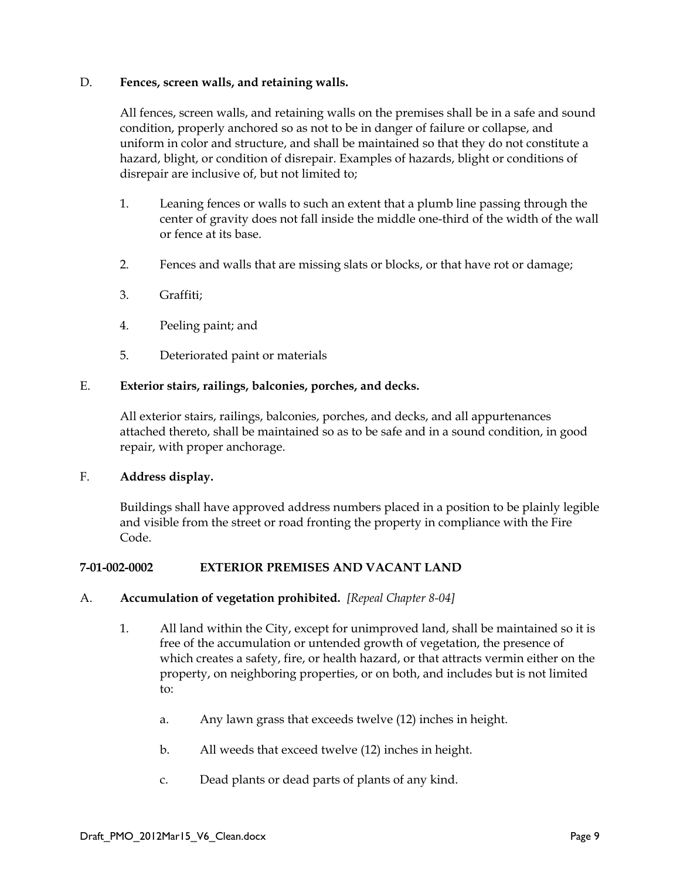D. **Fences, screen walls, and retaining walls.**

All fences, screen walls, and retaining walls on the premises shall be in a safe and sound condition, properly anchored so as not to be in danger of failure or collapse, and uniform in color and structure, and shall be maintained so that they do not constitute a hazard, blight, or condition of disrepair. Examples of hazards, blight or conditions of disrepair are inclusive of, but not limited to;

1. Leaning fences or walls to such an extent that a plumb line passing through the center of gravity does not fall inside the middle one-third of the width of the wall or fence at its base.

2. Fences and walls that are missing slats or blocks, or that have rot or damage;

3. Graffiti;

4. Peeling paint; and

5. Deteriorated paint or materials

E. **Exterior stairs, railings, balconies, porches, and decks.**

All exterior stairs, railings, balconies, porches, and decks, and all appurtenances attached thereto, shall be maintained so as to be safe and in a sound condition, in good repair, with proper anchorage.

F. **Address display.**

Buildings shall have approved address numbers placed in a position to be plainly legible and visible from the street or road fronting the property in compliance with the Fire Code.

**7-01-002-0002 EXTERIOR PREMISES AND VACANT LAND**

A. **Accumulation of vegetation prohibited.** *[Repeal Chapter 8-04]*

1. All land within the City, except for unimproved land, shall be maintained so it is free of the accumulation or untended growth of vegetation, the presence of which creates a safety, fire, or health hazard, or that attracts vermin either on the property, on neighboring properties, or on both, and includes but is not limited to:

   a. Any lawn grass that exceeds twelve (12) inches in height.

   b. All weeds that exceed twelve (12) inches in height.

   c. Dead plants or dead parts of plants of any kind.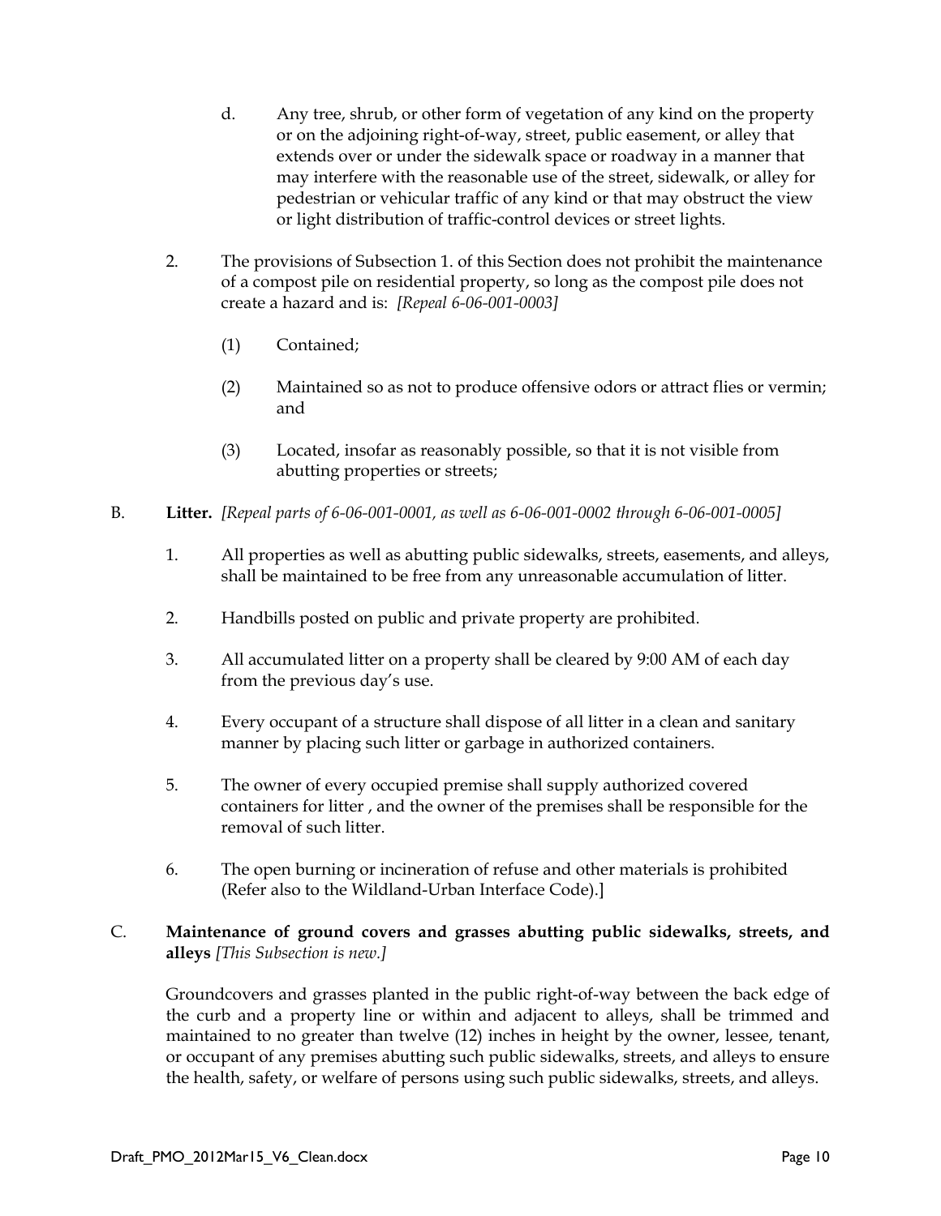d. Any tree, shrub, or other form of vegetation of any kind on the property or on the adjoining right-of-way, street, public easement, or alley that extends over or under the sidewalk space or roadway in a manner that may interfere with the reasonable use of the street, sidewalk, or alley for pedestrian or vehicular traffic of any kind or that may obstruct the view or light distribution of traffic-control devices or street lights.

2. The provisions of Subsection 1. of this Section does not prohibit the maintenance of a compost pile on residential property, so long as the compost pile does not create a hazard and is: *[Repeal 6-06-001-0003]*

   (1) Contained;

   (2) Maintained so as not to produce offensive odors or attract flies or vermin; and

   (3) Located, insofar as reasonably possible, so that it is not visible from abutting properties or streets;

B. **Litter.** *[Repeal parts of 6-06-001-0001, as well as 6-06-001-0002 through 6-06-001-0005]*

1. All properties as well as abutting public sidewalks, streets, easements, and alleys, shall be maintained to be free from any unreasonable accumulation of litter.

2. Handbills posted on public and private property are prohibited.

3. All accumulated litter on a property shall be cleared by 9:00 AM of each day from the previous day's use.

4. Every occupant of a structure shall dispose of all litter in a clean and sanitary manner by placing such litter or garbage in authorized containers.

5. The owner of every occupied premise shall supply authorized covered containers for litter , and the owner of the premises shall be responsible for the removal of such litter.

6. The open burning or incineration of refuse and other materials is prohibited (Refer also to the Wildland-Urban Interface Code).]

C. **Maintenance of ground covers and grasses abutting public sidewalks, streets, and alleys** *[This Subsection is new.]*

Groundcovers and grasses planted in the public right-of-way between the back edge of the curb and a property line or within and adjacent to alleys, shall be trimmed and maintained to no greater than twelve (12) inches in height by the owner, lessee, tenant, or occupant of any premises abutting such public sidewalks, streets, and alleys to ensure the health, safety, or welfare of persons using such public sidewalks, streets, and alleys.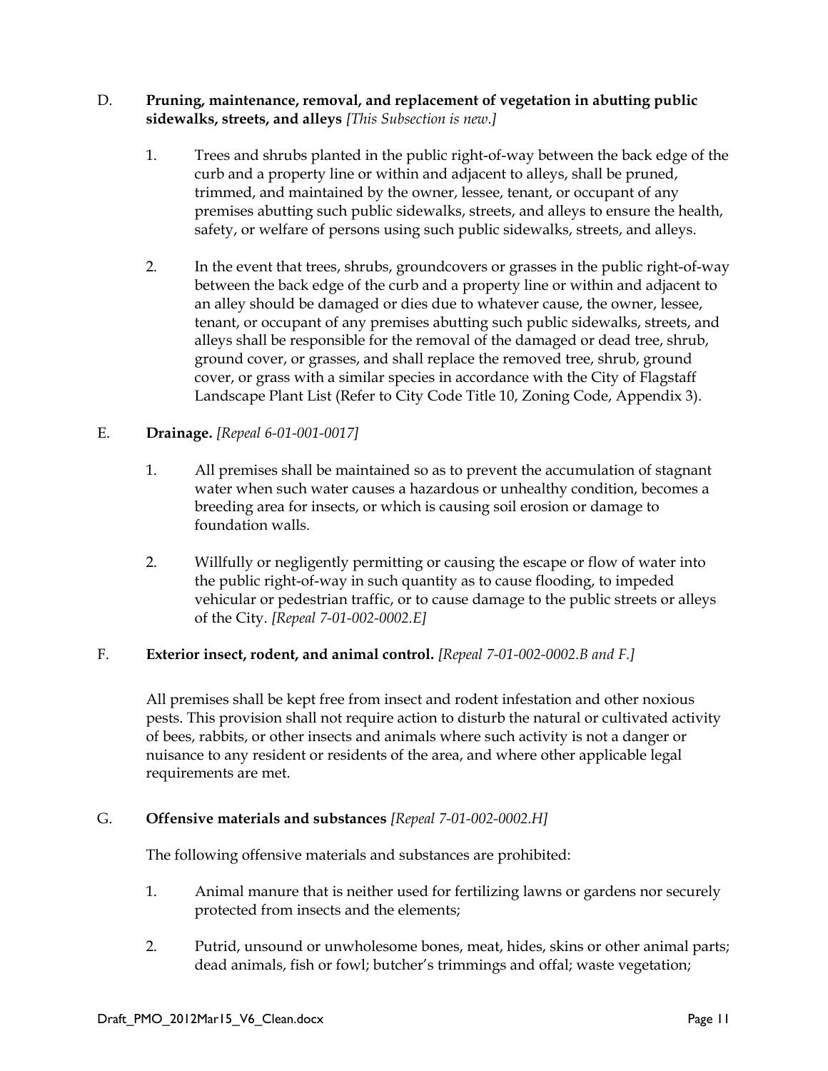D. **Pruning, maintenance, removal, and replacement of vegetation in abutting public sidewalks, streets, and alleys** *[This Subsection is new.]*

1. Trees and shrubs planted in the public right-of-way between the back edge of the curb and a property line or within and adjacent to alleys, shall be pruned, trimmed, and maintained by the owner, lessee, tenant, or occupant of any premises abutting such public sidewalks, streets, and alleys to ensure the health, safety, or welfare of persons using such public sidewalks, streets, and alleys.

2. In the event that trees, shrubs, groundcovers or grasses in the public right-of-way between the back edge of the curb and a property line or within and adjacent to an alley should be damaged or dies due to whatever cause, the owner, lessee, tenant, or occupant of any premises abutting such public sidewalks, streets, and alleys shall be responsible for the removal of the damaged or dead tree, shrub, ground cover, or grasses, and shall replace the removed tree, shrub, ground cover, or grass with a similar species in accordance with the City of Flagstaff Landscape Plant List (Refer to City Code Title 10, Zoning Code, Appendix 3).

E. **Drainage.** *[Repeal 6-01-001-0017]*

1. All premises shall be maintained so as to prevent the accumulation of stagnant water when such water causes a hazardous or unhealthy condition, becomes a breeding area for insects, or which is causing soil erosion or damage to foundation walls.

2. Willfully or negligently permitting or causing the escape or flow of water into the public right-of-way in such quantity as to cause flooding, to impeded vehicular or pedestrian traffic, or to cause damage to the public streets or alleys of the City. *[Repeal 7-01-002-0002.E]*

F. **Exterior insect, rodent, and animal control.** *[Repeal 7-01-002-0002.B and F.]*

All premises shall be kept free from insect and rodent infestation and other noxious pests. This provision shall not require action to disturb the natural or cultivated activity of bees, rabbits, or other insects and animals where such activity is not a danger or nuisance to any resident or residents of the area, and where other applicable legal requirements are met.

G. **Offensive materials and substances** *[Repeal 7-01-002-0002.H]*

The following offensive materials and substances are prohibited:

1. Animal manure that is neither used for fertilizing lawns or gardens nor securely protected from insects and the elements;

2. Putrid, unsound or unwholesome bones, meat, hides, skins or other animal parts; dead animals, fish or fowl; butcher's trimmings and offal; waste vegetation;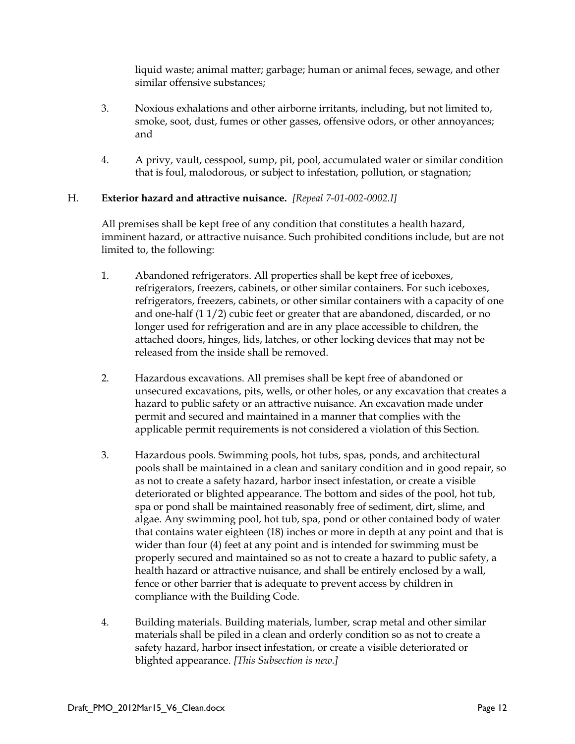liquid waste; animal matter; garbage; human or animal feces, sewage, and other similar offensive substances;

3. Noxious exhalations and other airborne irritants, including, but not limited to, smoke, soot, dust, fumes or other gasses, offensive odors, or other annoyances; and

4. A privy, vault, cesspool, sump, pit, pool, accumulated water or similar condition that is foul, malodorous, or subject to infestation, pollution, or stagnation;

H. **Exterior hazard and attractive nuisance.** *[Repeal 7-01-002-0002.I]*

All premises shall be kept free of any condition that constitutes a health hazard, imminent hazard, or attractive nuisance. Such prohibited conditions include, but are not limited to, the following:

1. Abandoned refrigerators. All properties shall be kept free of iceboxes, refrigerators, freezers, cabinets, or other similar containers. For such iceboxes, refrigerators, freezers, cabinets, or other similar containers with a capacity of one and one-half (1 1/2) cubic feet or greater that are abandoned, discarded, or no longer used for refrigeration and are in any place accessible to children, the attached doors, hinges, lids, latches, or other locking devices that may not be released from the inside shall be removed.

2. Hazardous excavations. All premises shall be kept free of abandoned or unsecured excavations, pits, wells, or other holes, or any excavation that creates a hazard to public safety or an attractive nuisance. An excavation made under permit and secured and maintained in a manner that complies with the applicable permit requirements is not considered a violation of this Section.

3. Hazardous pools. Swimming pools, hot tubs, spas, ponds, and architectural pools shall be maintained in a clean and sanitary condition and in good repair, so as not to create a safety hazard, harbor insect infestation, or create a visible deteriorated or blighted appearance. The bottom and sides of the pool, hot tub, spa or pond shall be maintained reasonably free of sediment, dirt, slime, and algae. Any swimming pool, hot tub, spa, pond or other contained body of water that contains water eighteen (18) inches or more in depth at any point and that is wider than four (4) feet at any point and is intended for swimming must be properly secured and maintained so as not to create a hazard to public safety, a health hazard or attractive nuisance, and shall be entirely enclosed by a wall, fence or other barrier that is adequate to prevent access by children in compliance with the Building Code.

4. Building materials. Building materials, lumber, scrap metal and other similar materials shall be piled in a clean and orderly condition so as not to create a safety hazard, harbor insect infestation, or create a visible deteriorated or blighted appearance. *[This Subsection is new.]*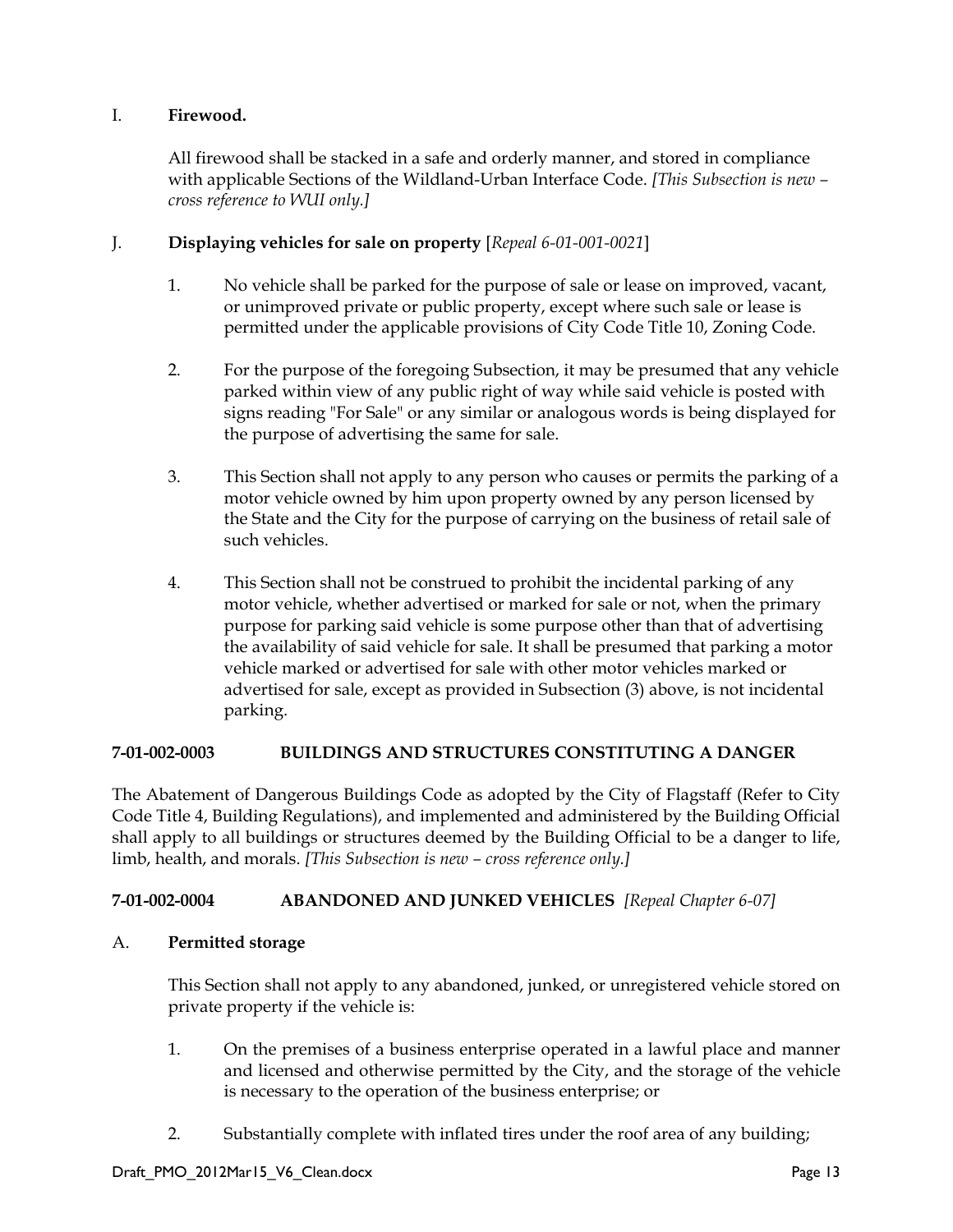I. **Firewood.**

All firewood shall be stacked in a safe and orderly manner, and stored in compliance with applicable Sections of the Wildland-Urban Interface Code. *[This Subsection is new – cross reference to WUI only.]*

J. **Displaying vehicles for sale on property** [*Repeal 6-01-001-0021*]

1. No vehicle shall be parked for the purpose of sale or lease on improved, vacant, or unimproved private or public property, except where such sale or lease is permitted under the applicable provisions of City Code Title 10, Zoning Code.

2. For the purpose of the foregoing Subsection, it may be presumed that any vehicle parked within view of any public right of way while said vehicle is posted with signs reading "For Sale" or any similar or analogous words is being displayed for the purpose of advertising the same for sale.

3. This Section shall not apply to any person who causes or permits the parking of a motor vehicle owned by him upon property owned by any person licensed by the State and the City for the purpose of carrying on the business of retail sale of such vehicles.

4. This Section shall not be construed to prohibit the incidental parking of any motor vehicle, whether advertised or marked for sale or not, when the primary purpose for parking said vehicle is some purpose other than that of advertising the availability of said vehicle for sale. It shall be presumed that parking a motor vehicle marked or advertised for sale with other motor vehicles marked or advertised for sale, except as provided in Subsection (3) above, is not incidental parking.

## 7-01-002-0003 BUILDINGS AND STRUCTURES CONSTITUTING A DANGER

The Abatement of Dangerous Buildings Code as adopted by the City of Flagstaff (Refer to City Code Title 4, Building Regulations), and implemented and administered by the Building Official shall apply to all buildings or structures deemed by the Building Official to be a danger to life, limb, health, and morals. *[This Subsection is new – cross reference only.]*

## 7-01-002-0004 ABANDONED AND JUNKED VEHICLES *[Repeal Chapter 6-07]*

A. **Permitted storage**

This Section shall not apply to any abandoned, junked, or unregistered vehicle stored on private property if the vehicle is:

1. On the premises of a business enterprise operated in a lawful place and manner and licensed and otherwise permitted by the City, and the storage of the vehicle is necessary to the operation of the business enterprise; or

2. Substantially complete with inflated tires under the roof area of any building;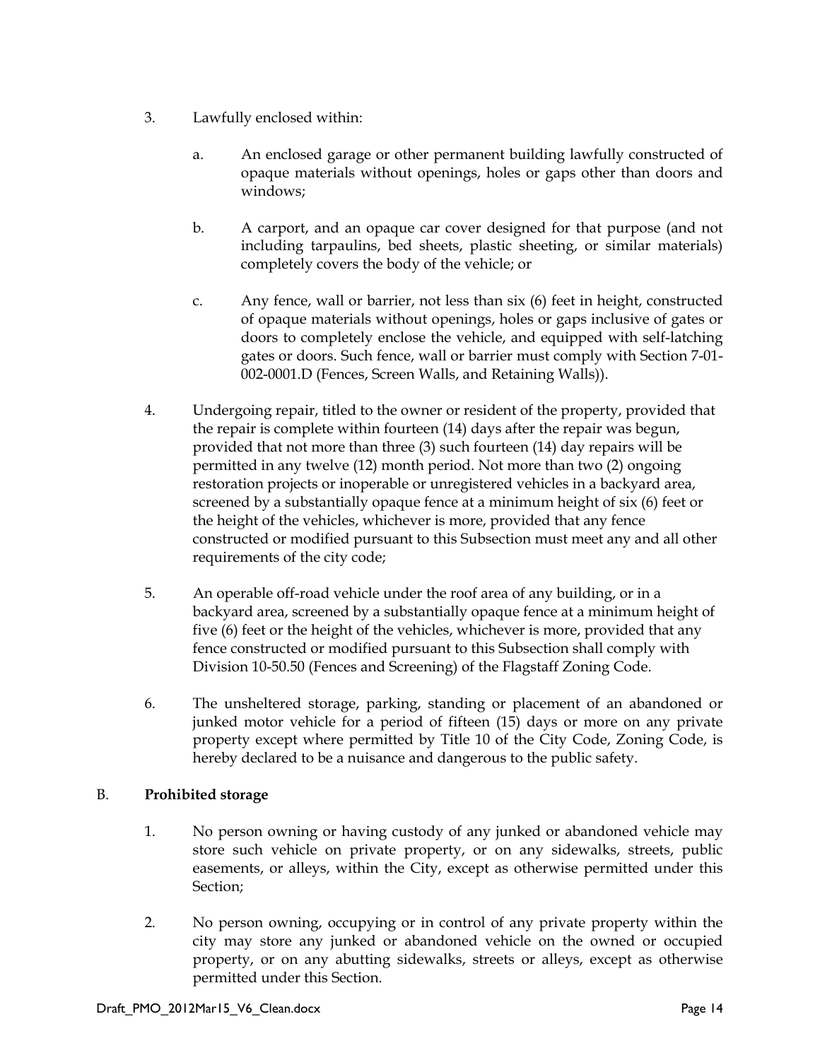3. Lawfully enclosed within:

    a. An enclosed garage or other permanent building lawfully constructed of opaque materials without openings, holes or gaps other than doors and windows;

    b. A carport, and an opaque car cover designed for that purpose (and not including tarpaulins, bed sheets, plastic sheeting, or similar materials) completely covers the body of the vehicle; or

    c. Any fence, wall or barrier, not less than six (6) feet in height, constructed of opaque materials without openings, holes or gaps inclusive of gates or doors to completely enclose the vehicle, and equipped with self-latching gates or doors. Such fence, wall or barrier must comply with Section 7-01-002-0001.D (Fences, Screen Walls, and Retaining Walls)).

4. Undergoing repair, titled to the owner or resident of the property, provided that the repair is complete within fourteen (14) days after the repair was begun, provided that not more than three (3) such fourteen (14) day repairs will be permitted in any twelve (12) month period. Not more than two (2) ongoing restoration projects or inoperable or unregistered vehicles in a backyard area, screened by a substantially opaque fence at a minimum height of six (6) feet or the height of the vehicles, whichever is more, provided that any fence constructed or modified pursuant to this Subsection must meet any and all other requirements of the city code;

5. An operable off-road vehicle under the roof area of any building, or in a backyard area, screened by a substantially opaque fence at a minimum height of five (6) feet or the height of the vehicles, whichever is more, provided that any fence constructed or modified pursuant to this Subsection shall comply with Division 10-50.50 (Fences and Screening) of the Flagstaff Zoning Code.

6. The unsheltered storage, parking, standing or placement of an abandoned or junked motor vehicle for a period of fifteen (15) days or more on any private property except where permitted by Title 10 of the City Code, Zoning Code, is hereby declared to be a nuisance and dangerous to the public safety.

B. **Prohibited storage**

1. No person owning or having custody of any junked or abandoned vehicle may store such vehicle on private property, or on any sidewalks, streets, public easements, or alleys, within the City, except as otherwise permitted under this Section;

2. No person owning, occupying or in control of any private property within the city may store any junked or abandoned vehicle on the owned or occupied property, or on any abutting sidewalks, streets or alleys, except as otherwise permitted under this Section.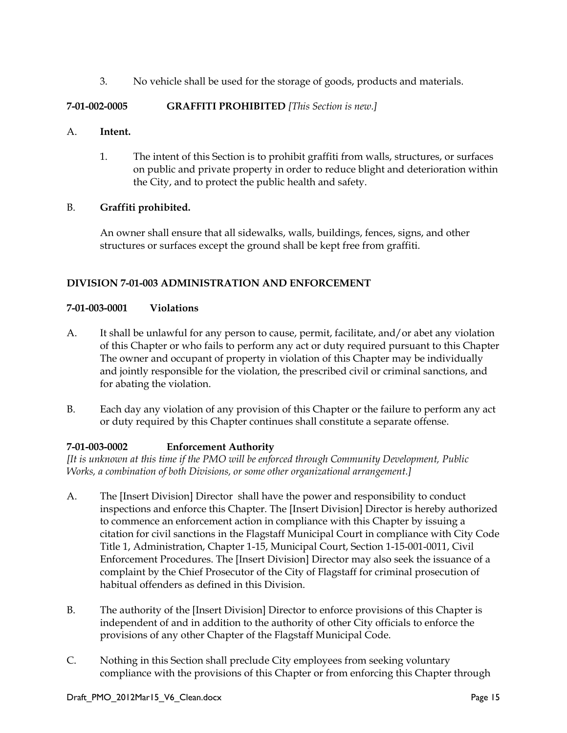3. No vehicle shall be used for the storage of goods, products and materials.

**7-01-002-0005 GRAFFITI PROHIBITED** *[This Section is new.]*

A. **Intent.**

1. The intent of this Section is to prohibit graffiti from walls, structures, or surfaces on public and private property in order to reduce blight and deterioration within the City, and to protect the public health and safety.

B. **Graffiti prohibited.**

An owner shall ensure that all sidewalks, walls, buildings, fences, signs, and other structures or surfaces except the ground shall be kept free from graffiti.

## DIVISION 7-01-003 ADMINISTRATION AND ENFORCEMENT

**7-01-003-0001 Violations**

A. It shall be unlawful for any person to cause, permit, facilitate, and/or abet any violation of this Chapter or who fails to perform any act or duty required pursuant to this Chapter The owner and occupant of property in violation of this Chapter may be individually and jointly responsible for the violation, the prescribed civil or criminal sanctions, and for abating the violation.

B. Each day any violation of any provision of this Chapter or the failure to perform any act or duty required by this Chapter continues shall constitute a separate offense.

**7-01-003-0002 Enforcement Authority**

*[It is unknown at this time if the PMO will be enforced through Community Development, Public Works, a combination of both Divisions, or some other organizational arrangement.]*

A. The [Insert Division] Director shall have the power and responsibility to conduct inspections and enforce this Chapter. The [Insert Division] Director is hereby authorized to commence an enforcement action in compliance with this Chapter by issuing a citation for civil sanctions in the Flagstaff Municipal Court in compliance with City Code Title 1, Administration, Chapter 1-15, Municipal Court, Section 1-15-001-0011, Civil Enforcement Procedures. The [Insert Division] Director may also seek the issuance of a complaint by the Chief Prosecutor of the City of Flagstaff for criminal prosecution of habitual offenders as defined in this Division.

B. The authority of the [Insert Division] Director to enforce provisions of this Chapter is independent of and in addition to the authority of other City officials to enforce the provisions of any other Chapter of the Flagstaff Municipal Code.

C. Nothing in this Section shall preclude City employees from seeking voluntary compliance with the provisions of this Chapter or from enforcing this Chapter through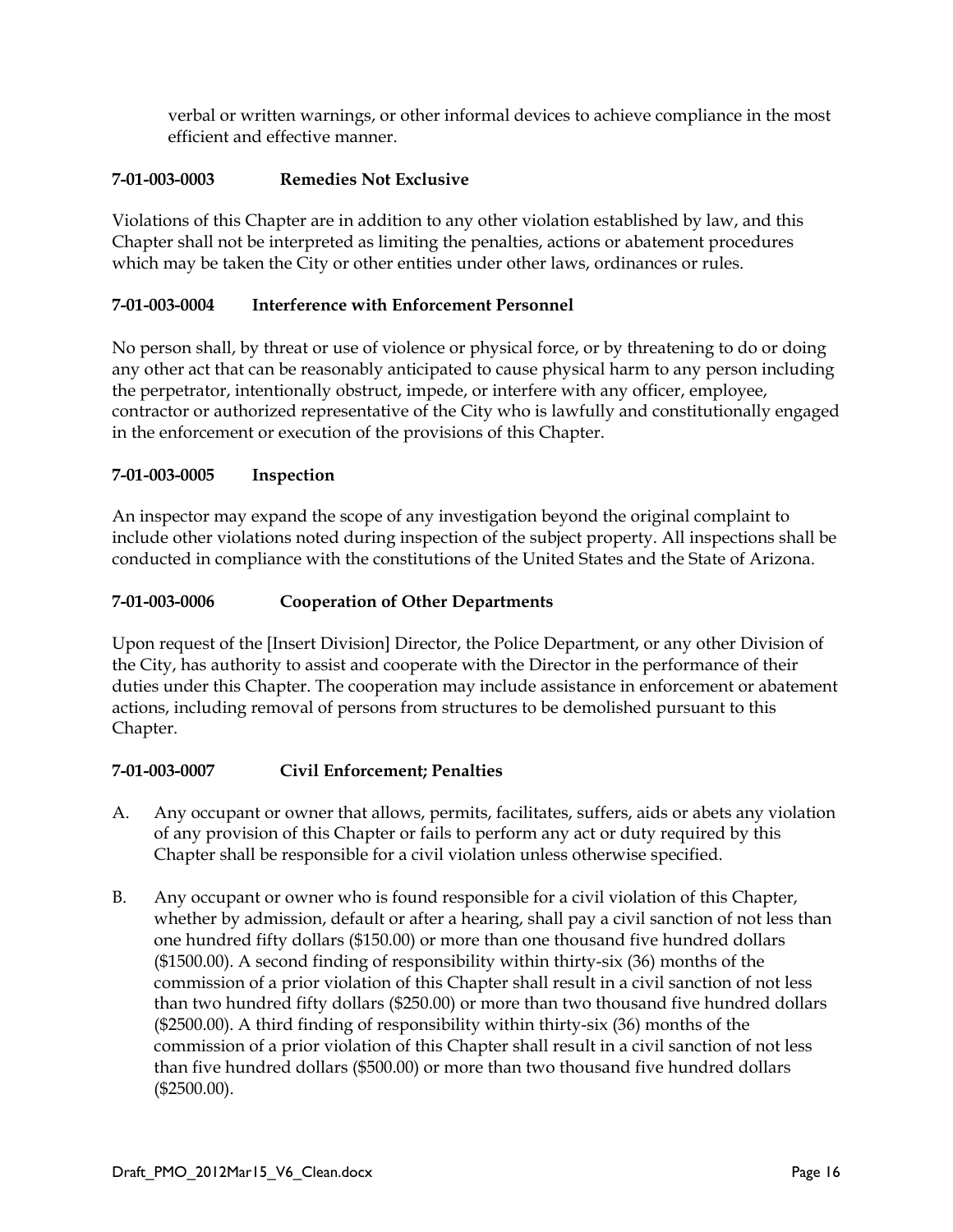verbal or written warnings, or other informal devices to achieve compliance in the most efficient and effective manner.

**7-01-003-0003 Remedies Not Exclusive**

Violations of this Chapter are in addition to any other violation established by law, and this Chapter shall not be interpreted as limiting the penalties, actions or abatement procedures which may be taken the City or other entities under other laws, ordinances or rules.

**7-01-003-0004 Interference with Enforcement Personnel**

No person shall, by threat or use of violence or physical force, or by threatening to do or doing any other act that can be reasonably anticipated to cause physical harm to any person including the perpetrator, intentionally obstruct, impede, or interfere with any officer, employee, contractor or authorized representative of the City who is lawfully and constitutionally engaged in the enforcement or execution of the provisions of this Chapter.

**7-01-003-0005 Inspection**

An inspector may expand the scope of any investigation beyond the original complaint to include other violations noted during inspection of the subject property. All inspections shall be conducted in compliance with the constitutions of the United States and the State of Arizona.

**7-01-003-0006 Cooperation of Other Departments**

Upon request of the [Insert Division] Director, the Police Department, or any other Division of the City, has authority to assist and cooperate with the Director in the performance of their duties under this Chapter. The cooperation may include assistance in enforcement or abatement actions, including removal of persons from structures to be demolished pursuant to this Chapter.

**7-01-003-0007 Civil Enforcement; Penalties**

A. Any occupant or owner that allows, permits, facilitates, suffers, aids or abets any violation of any provision of this Chapter or fails to perform any act or duty required by this Chapter shall be responsible for a civil violation unless otherwise specified.

B. Any occupant or owner who is found responsible for a civil violation of this Chapter, whether by admission, default or after a hearing, shall pay a civil sanction of not less than one hundred fifty dollars ($150.00) or more than one thousand five hundred dollars ($1500.00). A second finding of responsibility within thirty-six (36) months of the commission of a prior violation of this Chapter shall result in a civil sanction of not less than two hundred fifty dollars ($250.00) or more than two thousand five hundred dollars ($2500.00). A third finding of responsibility within thirty-six (36) months of the commission of a prior violation of this Chapter shall result in a civil sanction of not less than five hundred dollars ($500.00) or more than two thousand five hundred dollars ($2500.00).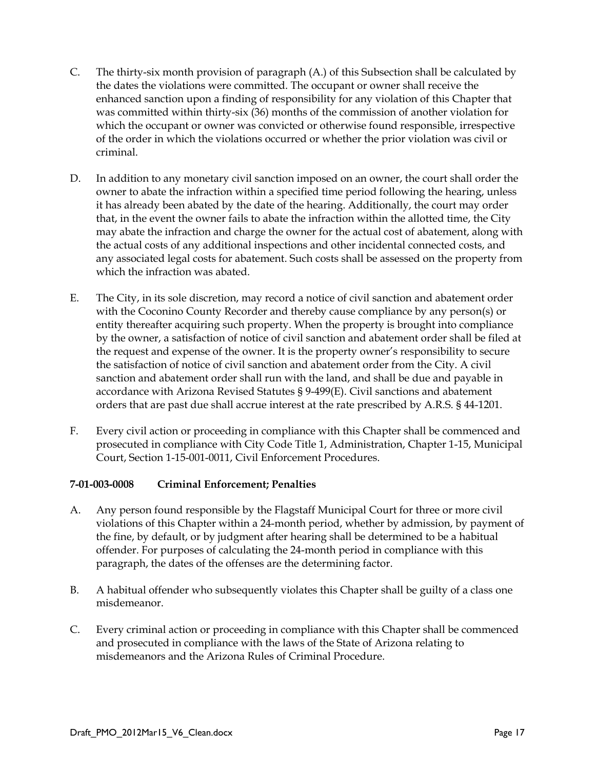C. The thirty-six month provision of paragraph (A.) of this Subsection shall be calculated by the dates the violations were committed. The occupant or owner shall receive the enhanced sanction upon a finding of responsibility for any violation of this Chapter that was committed within thirty-six (36) months of the commission of another violation for which the occupant or owner was convicted or otherwise found responsible, irrespective of the order in which the violations occurred or whether the prior violation was civil or criminal.

D. In addition to any monetary civil sanction imposed on an owner, the court shall order the owner to abate the infraction within a specified time period following the hearing, unless it has already been abated by the date of the hearing. Additionally, the court may order that, in the event the owner fails to abate the infraction within the allotted time, the City may abate the infraction and charge the owner for the actual cost of abatement, along with the actual costs of any additional inspections and other incidental connected costs, and any associated legal costs for abatement. Such costs shall be assessed on the property from which the infraction was abated.

E. The City, in its sole discretion, may record a notice of civil sanction and abatement order with the Coconino County Recorder and thereby cause compliance by any person(s) or entity thereafter acquiring such property. When the property is brought into compliance by the owner, a satisfaction of notice of civil sanction and abatement order shall be filed at the request and expense of the owner. It is the property owner's responsibility to secure the satisfaction of notice of civil sanction and abatement order from the City. A civil sanction and abatement order shall run with the land, and shall be due and payable in accordance with Arizona Revised Statutes § 9-499(E). Civil sanctions and abatement orders that are past due shall accrue interest at the rate prescribed by A.R.S. § 44-1201.

F. Every civil action or proceeding in compliance with this Chapter shall be commenced and prosecuted in compliance with City Code Title 1, Administration, Chapter 1-15, Municipal Court, Section 1-15-001-0011, Civil Enforcement Procedures.

**7-01-003-0008 Criminal Enforcement; Penalties**

A. Any person found responsible by the Flagstaff Municipal Court for three or more civil violations of this Chapter within a 24-month period, whether by admission, by payment of the fine, by default, or by judgment after hearing shall be determined to be a habitual offender. For purposes of calculating the 24-month period in compliance with this paragraph, the dates of the offenses are the determining factor.

B. A habitual offender who subsequently violates this Chapter shall be guilty of a class one misdemeanor.

C. Every criminal action or proceeding in compliance with this Chapter shall be commenced and prosecuted in compliance with the laws of the State of Arizona relating to misdemeanors and the Arizona Rules of Criminal Procedure.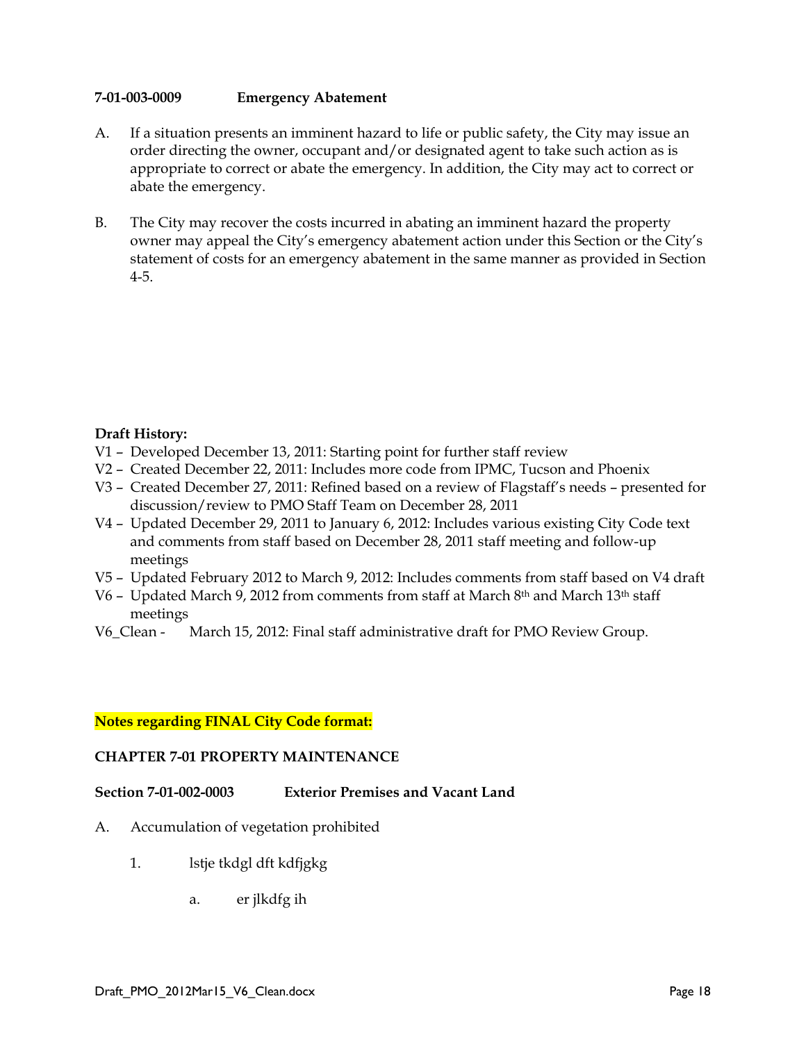**7-01-003-0009 Emergency Abatement**

A. If a situation presents an imminent hazard to life or public safety, the City may issue an order directing the owner, occupant and/or designated agent to take such action as is appropriate to correct or abate the emergency. In addition, the City may act to correct or abate the emergency.

B. The City may recover the costs incurred in abating an imminent hazard the property owner may appeal the City's emergency abatement action under this Section or the City's statement of costs for an emergency abatement in the same manner as provided in Section 4-5.

**Draft History:**

V1 – Developed December 13, 2011: Starting point for further staff review

V2 – Created December 22, 2011: Includes more code from IPMC, Tucson and Phoenix

V3 – Created December 27, 2011: Refined based on a review of Flagstaff's needs – presented for discussion/review to PMO Staff Team on December 28, 2011

V4 – Updated December 29, 2011 to January 6, 2012: Includes various existing City Code text and comments from staff based on December 28, 2011 staff meeting and follow-up meetings

V5 – Updated February 2012 to March 9, 2012: Includes comments from staff based on V4 draft

V6 – Updated March 9, 2012 from comments from staff at March 8th and March 13th staff meetings

V6_Clean - March 15, 2012: Final staff administrative draft for PMO Review Group.

**Notes regarding FINAL City Code format:**

**CHAPTER 7-01 PROPERTY MAINTENANCE**

**Section 7-01-002-0003 Exterior Premises and Vacant Land**

A. Accumulation of vegetation prohibited

  1. lstje tkdgl dft kdfjgkg

    a. er jlkdfg ih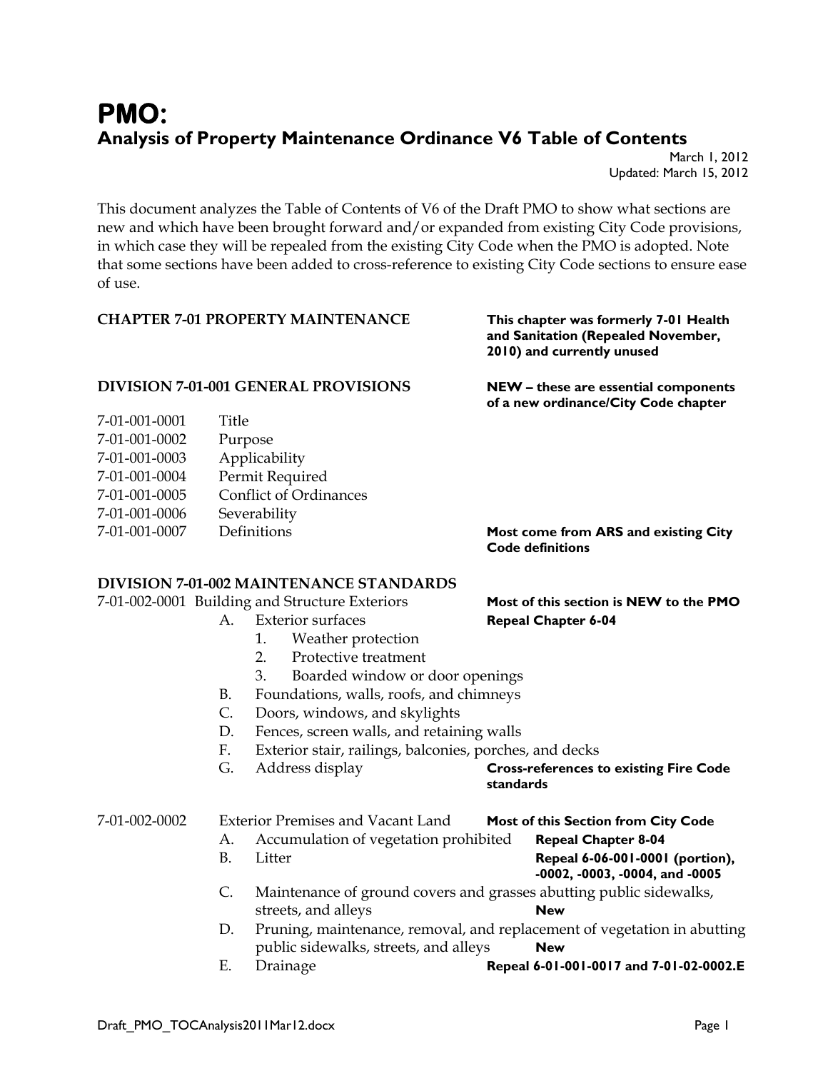# PMO:

## Analysis of Property Maintenance Ordinance V6 Table of Contents

March 1, 2012
Updated: March 15, 2012

This document analyzes the Table of Contents of V6 of the Draft PMO to show what sections are new and which have been brought forward and/or expanded from existing City Code provisions, in which case they will be repealed from the existing City Code when the PMO is adopted. Note that some sections have been added to cross-reference to existing City Code sections to ensure ease of use.

| Section | | Notes |
|---|---|---|
| **CHAPTER 7-01 PROPERTY MAINTENANCE** | | **This chapter was formerly 7-01 Health and Sanitation (Repealed November, 2010) and currently unused** |
| **DIVISION 7-01-001 GENERAL PROVISIONS** | | **NEW – these are essential components of a new ordinance/City Code chapter** |
| 7-01-001-0001 | Title | |
| 7-01-001-0002 | Purpose | |
| 7-01-001-0003 | Applicability | |
| 7-01-001-0004 | Permit Required | |
| 7-01-001-0005 | Conflict of Ordinances | |
| 7-01-001-0006 | Severability | |
| 7-01-001-0007 | Definitions | **Most come from ARS and existing City Code definitions** |
| **DIVISION 7-01-002 MAINTENANCE STANDARDS** | | |
| 7-01-002-0001 | Building and Structure Exteriors | **Most of this section is NEW to the PMO** |
| | A. Exterior surfaces | **Repeal Chapter 6-04** |
| | 1. Weather protection | |
| | 2. Protective treatment | |
| | 3. Boarded window or door openings | |
| | B. Foundations, walls, roofs, and chimneys | |
| | C. Doors, windows, and skylights | |
| | D. Fences, screen walls, and retaining walls | |
| | F. Exterior stair, railings, balconies, porches, and decks | |
| | G. Address display | **Cross-references to existing Fire Code standards** |
| 7-01-002-0002 | Exterior Premises and Vacant Land | **Most of this Section from City Code** |
| | A. Accumulation of vegetation prohibited | **Repeal Chapter 8-04** |
| | B. Litter | **Repeal 6-06-001-0001 (portion), -0002, -0003, -0004, and -0005** |
| | C. Maintenance of ground covers and grasses abutting public sidewalks, streets, and alleys | **New** |
| | D. Pruning, maintenance, removal, and replacement of vegetation in abutting public sidewalks, streets, and alleys | **New** |
| | E. Drainage | **Repeal 6-01-001-0017 and 7-01-02-0002.E** |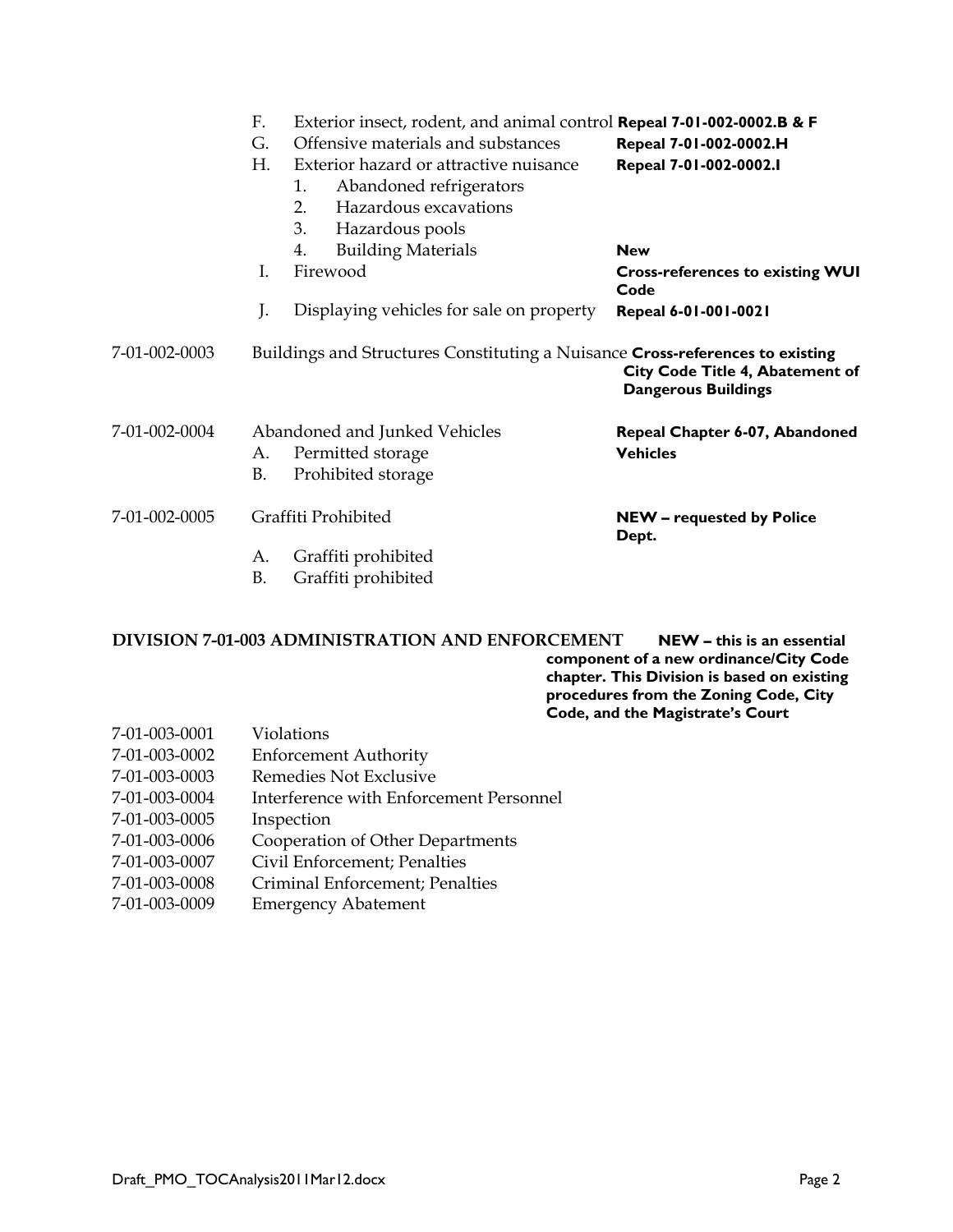| | | | |
|---|---|---|---|
| | F. | Exterior insect, rodent, and animal control | **Repeal 7-01-002-0002.B & F** |
| | G. | Offensive materials and substances | **Repeal 7-01-002-0002.H** |
| | H. | Exterior hazard or attractive nuisance | **Repeal 7-01-002-0002.I** |
| | | 1. Abandoned refrigerators | |
| | | 2. Hazardous excavations | |
| | | 3. Hazardous pools | |
| | | 4. Building Materials | **New** |
| | I. | Firewood | **Cross-references to existing WUI Code** |
| | J. | Displaying vehicles for sale on property | **Repeal 6-01-001-0021** |
| 7-01-002-0003 | | Buildings and Structures Constituting a Nuisance | **Cross-references to existing City Code Title 4, Abatement of Dangerous Buildings** |
| 7-01-002-0004 | | Abandoned and Junked Vehicles | **Repeal Chapter 6-07, Abandoned Vehicles** |
| | A. | Permitted storage | |
| | B. | Prohibited storage | |
| 7-01-002-0005 | | Graffiti Prohibited | **NEW – requested by Police Dept.** |
| | A. | Graffiti prohibited | |
| | B. | Graffiti prohibited | |

**DIVISION 7-01-003 ADMINISTRATION AND ENFORCEMENT** **NEW – this is an essential component of a new ordinance/City Code chapter. This Division is based on existing procedures from the Zoning Code, City Code, and the Magistrate's Court**

| | |
|---|---|
| 7-01-003-0001 | Violations |
| 7-01-003-0002 | Enforcement Authority |
| 7-01-003-0003 | Remedies Not Exclusive |
| 7-01-003-0004 | Interference with Enforcement Personnel |
| 7-01-003-0005 | Inspection |
| 7-01-003-0006 | Cooperation of Other Departments |
| 7-01-003-0007 | Civil Enforcement; Penalties |
| 7-01-003-0008 | Criminal Enforcement; Penalties |
| 7-01-003-0009 | Emergency Abatement |